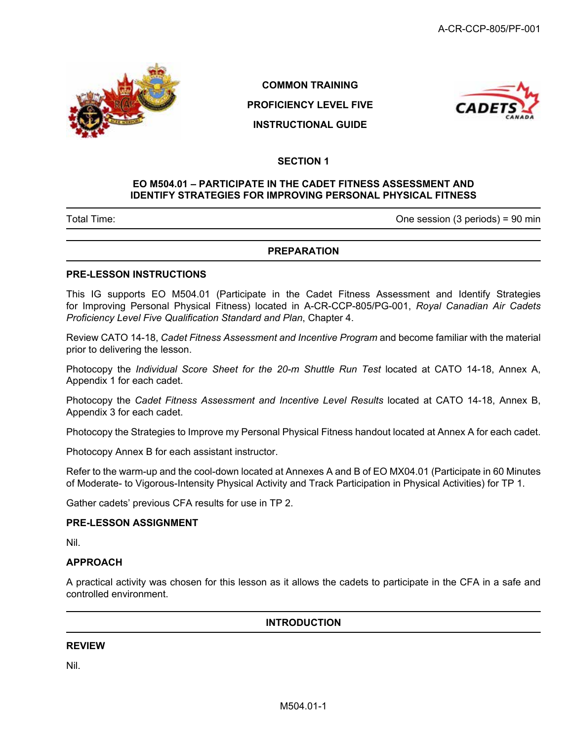COMMON TRAINING

PROFICIENCY LEVEL FIVE

INSTRUCTIONAL GUIDE

# SECTION 1

## EO M504.01 – PARTICIPATE IN THE CADET FITNESS ASSESSMENT AND IDENTIFY STRATEGIES FOR IMPROVING PERSONAL PHYSICAL FITNESS

| Total Time: | One session (3 periods) = 90 min |
|---|---|

## PREPARATION

### PRE-LESSON INSTRUCTIONS

This IG supports EO M504.01 (Participate in the Cadet Fitness Assessment and Identify Strategies for Improving Personal Physical Fitness) located in A-CR-CCP-805/PG-001, *Royal Canadian Air Cadets Proficiency Level Five Qualification Standard and Plan*, Chapter 4.

Review CATO 14-18, *Cadet Fitness Assessment and Incentive Program* and become familiar with the material prior to delivering the lesson.

Photocopy the *Individual Score Sheet for the 20-m Shuttle Run Test* located at CATO 14-18, Annex A, Appendix 1 for each cadet.

Photocopy the *Cadet Fitness Assessment and Incentive Level Results* located at CATO 14-18, Annex B, Appendix 3 for each cadet.

Photocopy the Strategies to Improve my Personal Physical Fitness handout located at Annex A for each cadet.

Photocopy Annex B for each assistant instructor.

Refer to the warm-up and the cool-down located at Annexes A and B of EO MX04.01 (Participate in 60 Minutes of Moderate- to Vigorous-Intensity Physical Activity and Track Participation in Physical Activities) for TP 1.

Gather cadets' previous CFA results for use in TP 2.

### PRE-LESSON ASSIGNMENT

Nil.

### APPROACH

A practical activity was chosen for this lesson as it allows the cadets to participate in the CFA in a safe and controlled environment.

## INTRODUCTION

### REVIEW

Nil.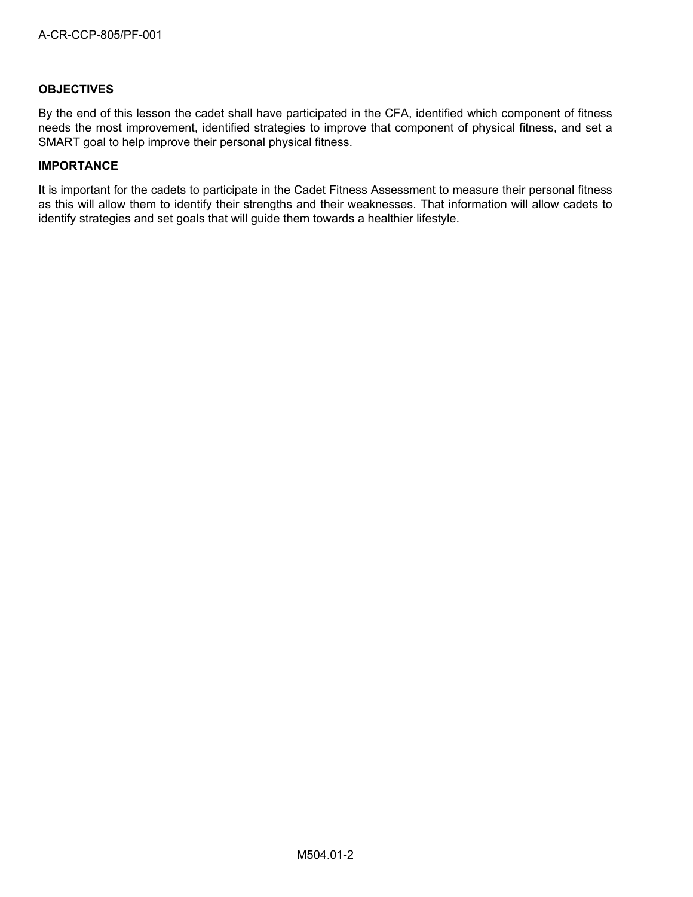**OBJECTIVES**

By the end of this lesson the cadet shall have participated in the CFA, identified which component of fitness needs the most improvement, identified strategies to improve that component of physical fitness, and set a SMART goal to help improve their personal physical fitness.

**IMPORTANCE**

It is important for the cadets to participate in the Cadet Fitness Assessment to measure their personal fitness as this will allow them to identify their strengths and their weaknesses. That information will allow cadets to identify strategies and set goals that will guide them towards a healthier lifestyle.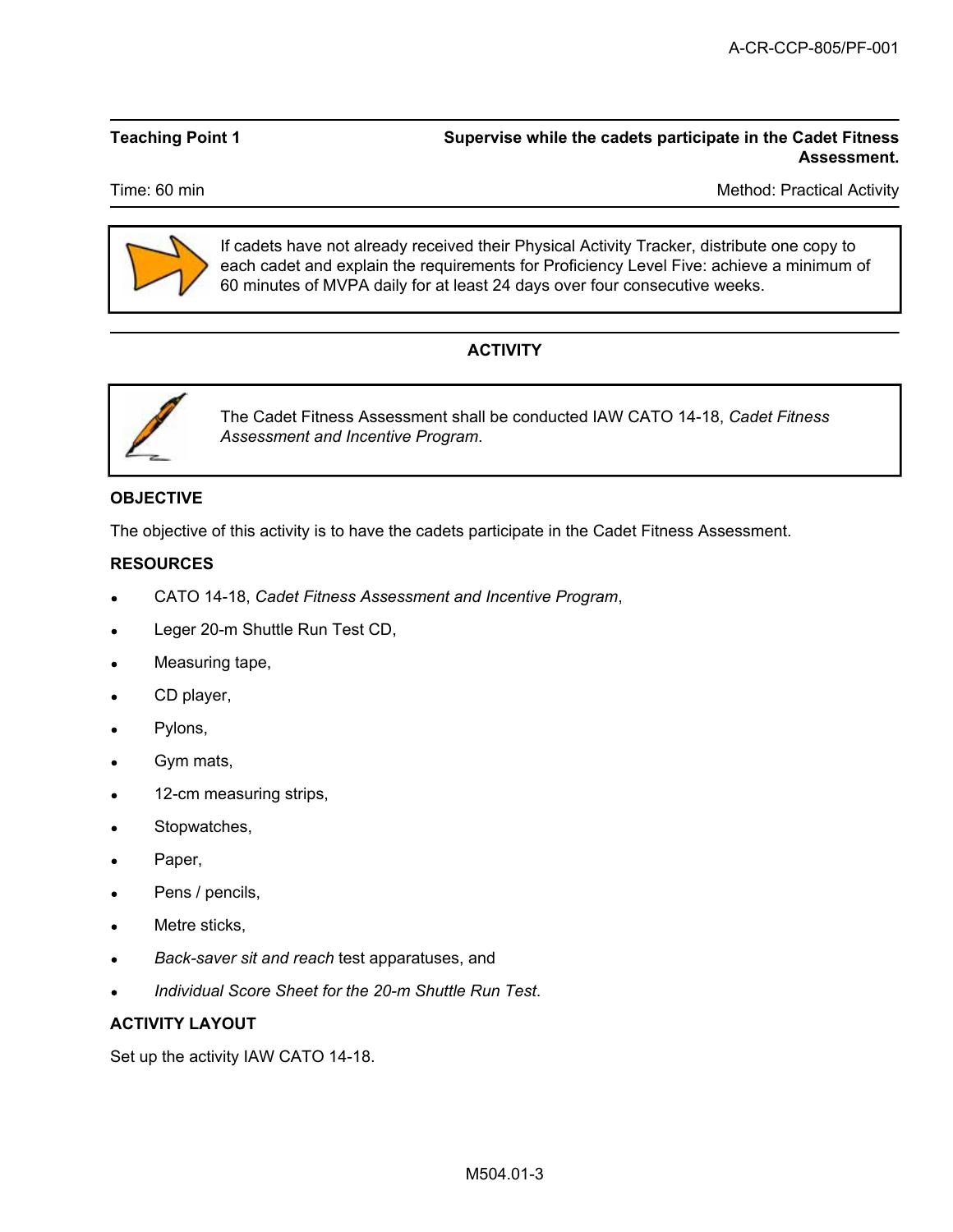**Teaching Point 1** — **Supervise while the cadets participate in the Cadet Fitness Assessment.**

Time: 60 min — Method: Practical Activity

> If cadets have not already received their Physical Activity Tracker, distribute one copy to each cadet and explain the requirements for Proficiency Level Five: achieve a minimum of 60 minutes of MVPA daily for at least 24 days over four consecutive weeks.

## ACTIVITY

> The Cadet Fitness Assessment shall be conducted IAW CATO 14-18, *Cadet Fitness Assessment and Incentive Program*.

### OBJECTIVE

The objective of this activity is to have the cadets participate in the Cadet Fitness Assessment.

### RESOURCES

- CATO 14-18, *Cadet Fitness Assessment and Incentive Program*,
- Leger 20-m Shuttle Run Test CD,
- Measuring tape,
- CD player,
- Pylons,
- Gym mats,
- 12-cm measuring strips,
- Stopwatches,
- Paper,
- Pens / pencils,
- Metre sticks,
- *Back-saver sit and reach* test apparatuses, and
- *Individual Score Sheet for the 20-m Shuttle Run Test*.

### ACTIVITY LAYOUT

Set up the activity IAW CATO 14-18.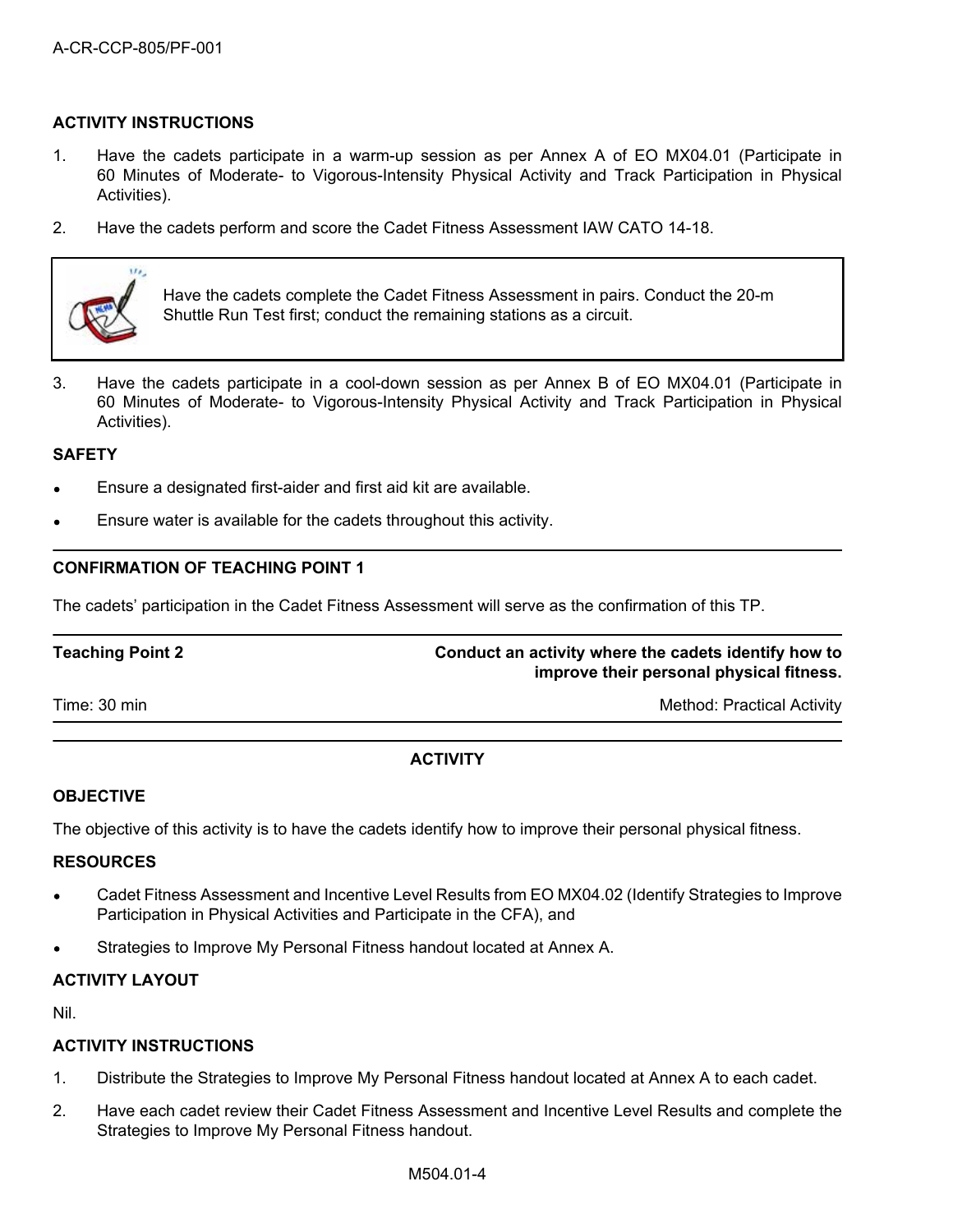**ACTIVITY INSTRUCTIONS**

1. Have the cadets participate in a warm-up session as per Annex A of EO MX04.01 (Participate in 60 Minutes of Moderate- to Vigorous-Intensity Physical Activity and Track Participation in Physical Activities).
2. Have the cadets perform and score the Cadet Fitness Assessment IAW CATO 14-18.

> Have the cadets complete the Cadet Fitness Assessment in pairs. Conduct the 20-m Shuttle Run Test first; conduct the remaining stations as a circuit.

3. Have the cadets participate in a cool-down session as per Annex B of EO MX04.01 (Participate in 60 Minutes of Moderate- to Vigorous-Intensity Physical Activity and Track Participation in Physical Activities).

**SAFETY**

- Ensure a designated first-aider and first aid kit are available.
- Ensure water is available for the cadets throughout this activity.

---

**CONFIRMATION OF TEACHING POINT 1**

The cadets' participation in the Cadet Fitness Assessment will serve as the confirmation of this TP.

---

| **Teaching Point 2** | **Conduct an activity where the cadets identify how to improve their personal physical fitness.** |
|---|---|
| Time: 30 min | Method: Practical Activity |

---

**ACTIVITY**

**OBJECTIVE**

The objective of this activity is to have the cadets identify how to improve their personal physical fitness.

**RESOURCES**

- Cadet Fitness Assessment and Incentive Level Results from EO MX04.02 (Identify Strategies to Improve Participation in Physical Activities and Participate in the CFA), and
- Strategies to Improve My Personal Fitness handout located at Annex A.

**ACTIVITY LAYOUT**

Nil.

**ACTIVITY INSTRUCTIONS**

1. Distribute the Strategies to Improve My Personal Fitness handout located at Annex A to each cadet.
2. Have each cadet review their Cadet Fitness Assessment and Incentive Level Results and complete the Strategies to Improve My Personal Fitness handout.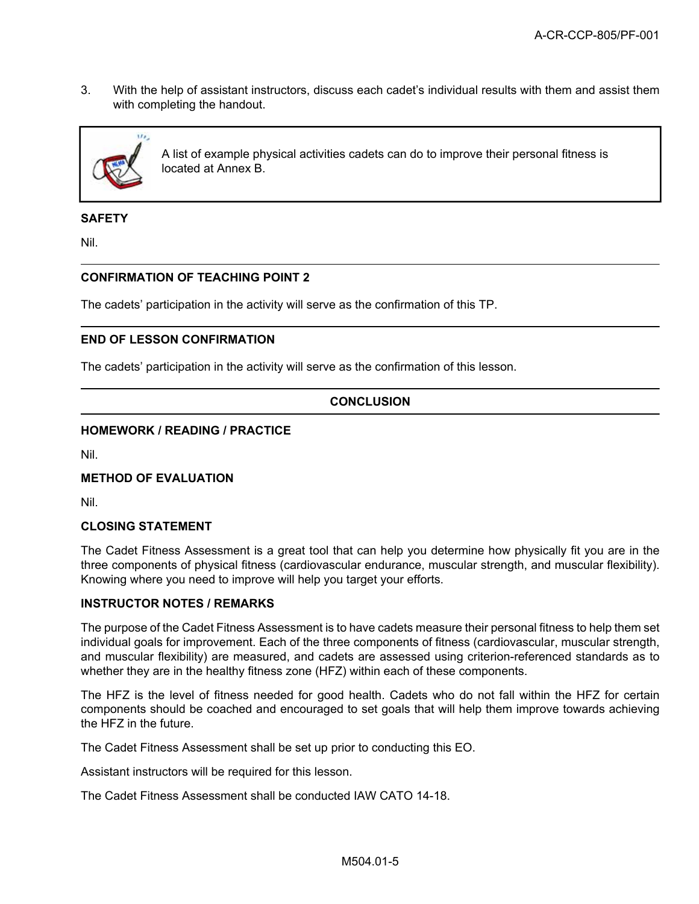3. With the help of assistant instructors, discuss each cadet's individual results with them and assist them with completing the handout.

> A list of example physical activities cadets can do to improve their personal fitness is located at Annex B.

**SAFETY**

Nil.

---

**CONFIRMATION OF TEACHING POINT 2**

The cadets' participation in the activity will serve as the confirmation of this TP.

---

**END OF LESSON CONFIRMATION**

The cadets' participation in the activity will serve as the confirmation of this lesson.

---

## CONCLUSION

---

**HOMEWORK / READING / PRACTICE**

Nil.

**METHOD OF EVALUATION**

Nil.

**CLOSING STATEMENT**

The Cadet Fitness Assessment is a great tool that can help you determine how physically fit you are in the three components of physical fitness (cardiovascular endurance, muscular strength, and muscular flexibility). Knowing where you need to improve will help you target your efforts.

**INSTRUCTOR NOTES / REMARKS**

The purpose of the Cadet Fitness Assessment is to have cadets measure their personal fitness to help them set individual goals for improvement. Each of the three components of fitness (cardiovascular, muscular strength, and muscular flexibility) are measured, and cadets are assessed using criterion-referenced standards as to whether they are in the healthy fitness zone (HFZ) within each of these components.

The HFZ is the level of fitness needed for good health. Cadets who do not fall within the HFZ for certain components should be coached and encouraged to set goals that will help them improve towards achieving the HFZ in the future.

The Cadet Fitness Assessment shall be set up prior to conducting this EO.

Assistant instructors will be required for this lesson.

The Cadet Fitness Assessment shall be conducted IAW CATO 14-18.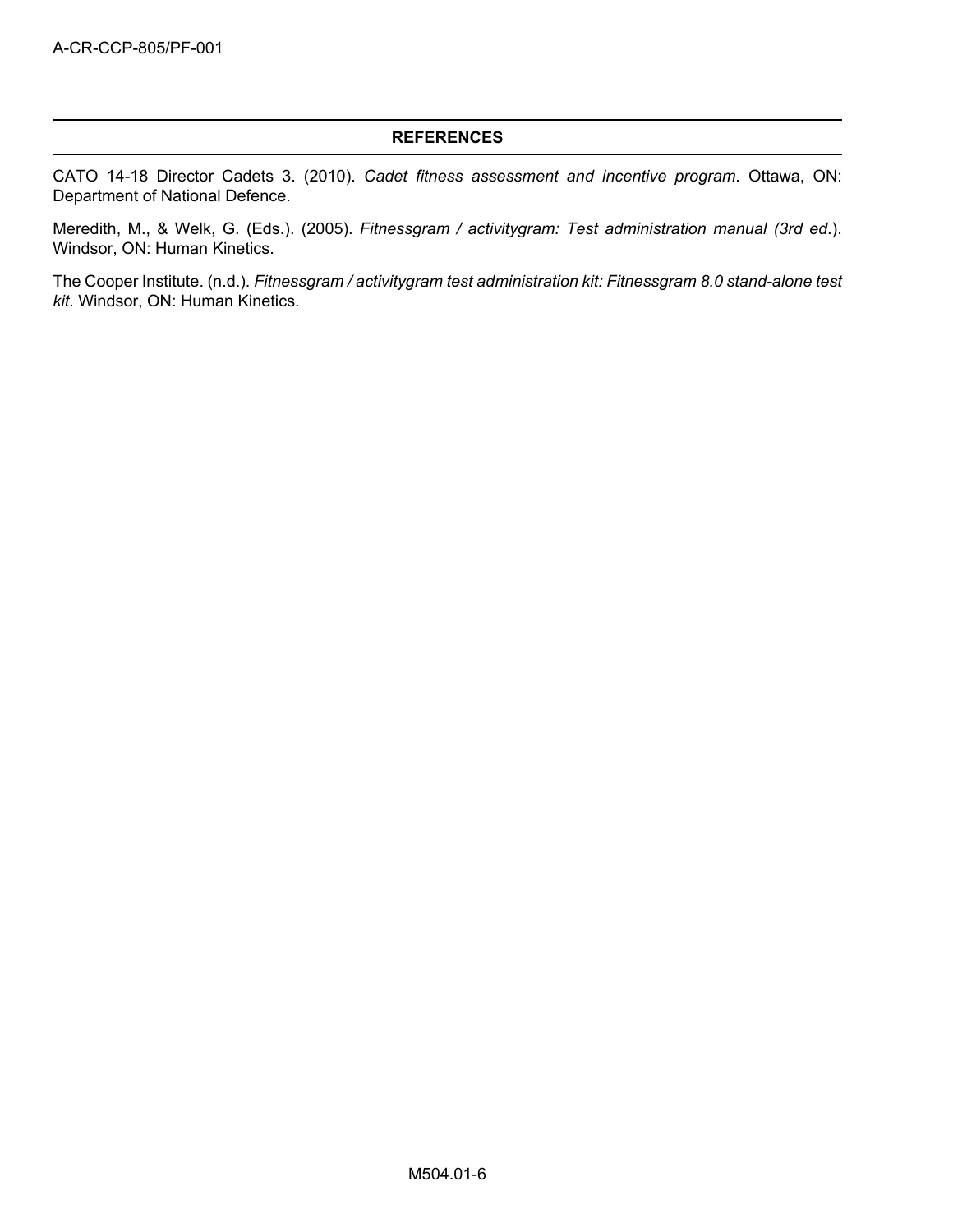## REFERENCES

CATO 14-18 Director Cadets 3. (2010). *Cadet fitness assessment and incentive program*. Ottawa, ON: Department of National Defence.

Meredith, M., & Welk, G. (Eds.). (2005). *Fitnessgram / activitygram: Test administration manual (3rd ed.*). Windsor, ON: Human Kinetics.

The Cooper Institute. (n.d.). *Fitnessgram / activitygram test administration kit: Fitnessgram 8.0 stand-alone test kit*. Windsor, ON: Human Kinetics.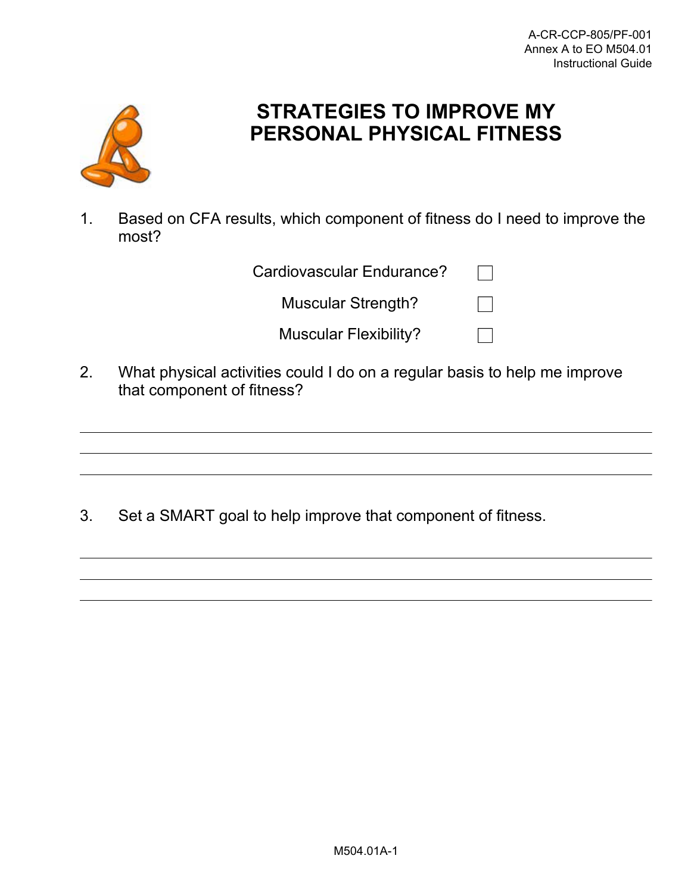# STRATEGIES TO IMPROVE MY PERSONAL PHYSICAL FITNESS

1. Based on CFA results, which component of fitness do I need to improve the most?

   Cardiovascular Endurance? ☐

   Muscular Strength? ☐

   Muscular Flexibility? ☐

2. What physical activities could I do on a regular basis to help me improve that component of fitness?

   ___________________________________________

   ___________________________________________

   ___________________________________________

3. Set a SMART goal to help improve that component of fitness.

   ___________________________________________

   ___________________________________________

   ___________________________________________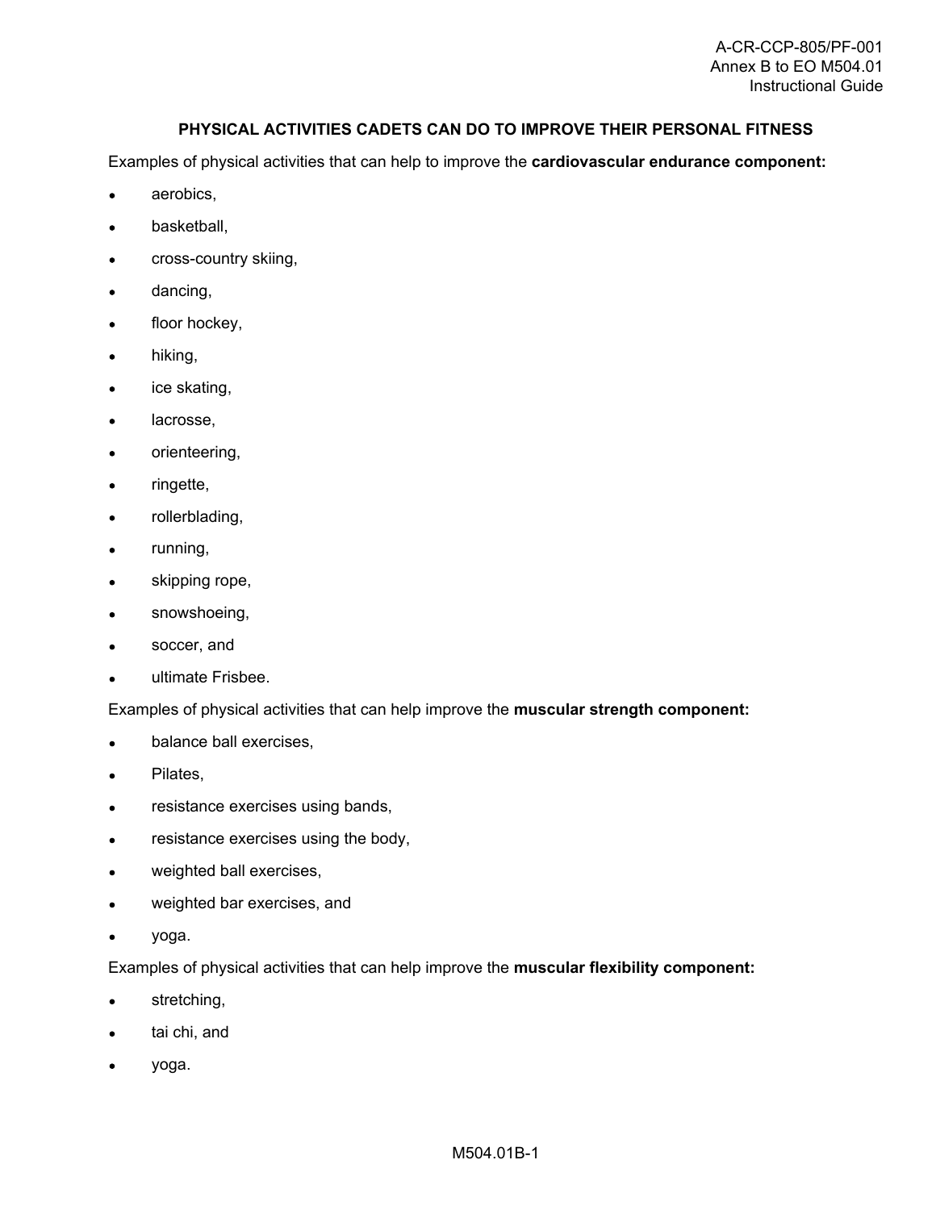## PHYSICAL ACTIVITIES CADETS CAN DO TO IMPROVE THEIR PERSONAL FITNESS

Examples of physical activities that can help to improve the **cardiovascular endurance component:**

- aerobics,
- basketball,
- cross-country skiing,
- dancing,
- floor hockey,
- hiking,
- ice skating,
- lacrosse,
- orienteering,
- ringette,
- rollerblading,
- running,
- skipping rope,
- snowshoeing,
- soccer, and
- ultimate Frisbee.

Examples of physical activities that can help improve the **muscular strength component:**

- balance ball exercises,
- Pilates,
- resistance exercises using bands,
- resistance exercises using the body,
- weighted ball exercises,
- weighted bar exercises, and
- yoga.

Examples of physical activities that can help improve the **muscular flexibility component:**

- stretching,
- tai chi, and
- yoga.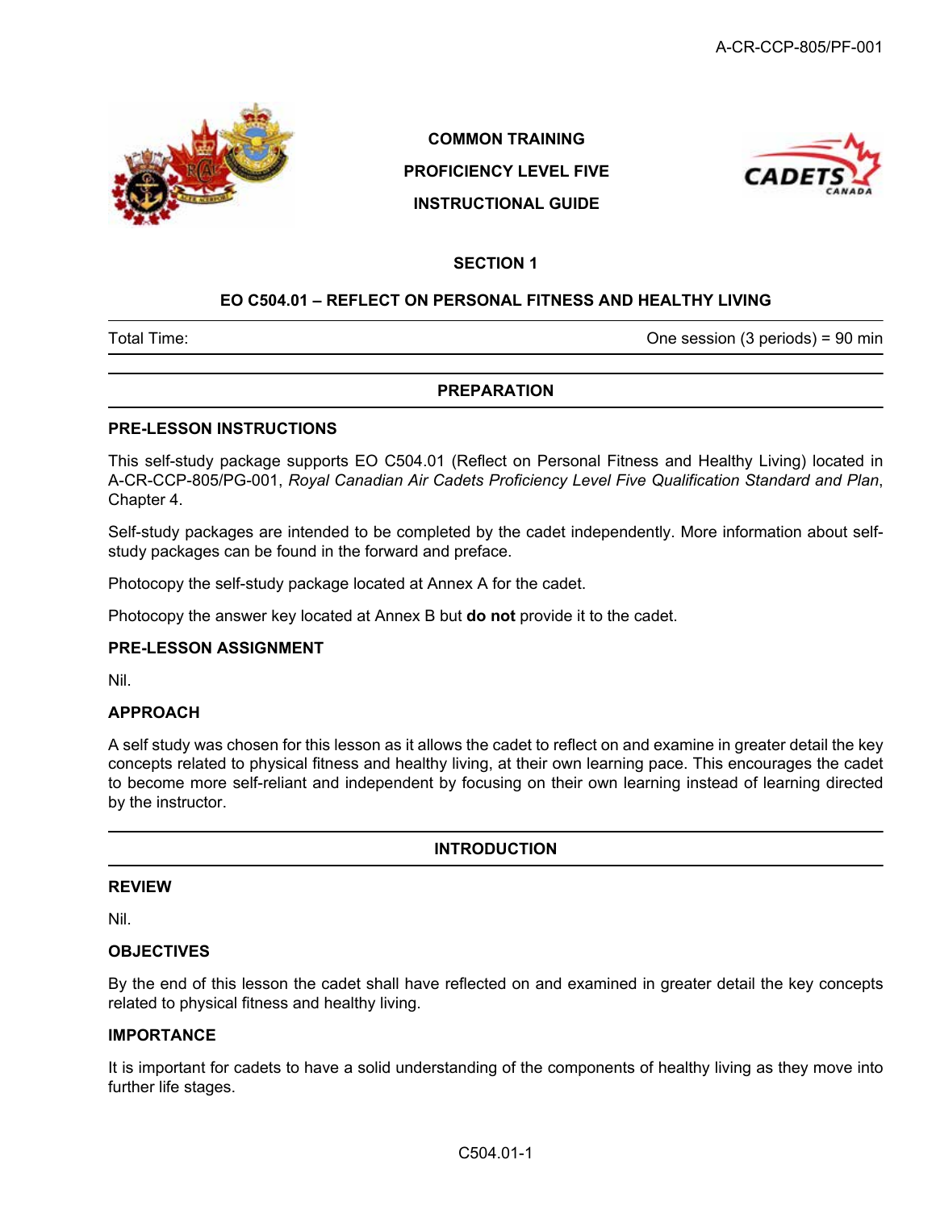COMMON TRAINING

PROFICIENCY LEVEL FIVE

INSTRUCTIONAL GUIDE

# SECTION 1

## EO C504.01 – REFLECT ON PERSONAL FITNESS AND HEALTHY LIVING

| Total Time: | One session (3 periods) = 90 min |
|---|---|

## PREPARATION

### PRE-LESSON INSTRUCTIONS

This self-study package supports EO C504.01 (Reflect on Personal Fitness and Healthy Living) located in A-CR-CCP-805/PG-001, *Royal Canadian Air Cadets Proficiency Level Five Qualification Standard and Plan*, Chapter 4.

Self-study packages are intended to be completed by the cadet independently. More information about self-study packages can be found in the forward and preface.

Photocopy the self-study package located at Annex A for the cadet.

Photocopy the answer key located at Annex B but **do not** provide it to the cadet.

### PRE-LESSON ASSIGNMENT

Nil.

### APPROACH

A self study was chosen for this lesson as it allows the cadet to reflect on and examine in greater detail the key concepts related to physical fitness and healthy living, at their own learning pace. This encourages the cadet to become more self-reliant and independent by focusing on their own learning instead of learning directed by the instructor.

## INTRODUCTION

### REVIEW

Nil.

### OBJECTIVES

By the end of this lesson the cadet shall have reflected on and examined in greater detail the key concepts related to physical fitness and healthy living.

### IMPORTANCE

It is important for cadets to have a solid understanding of the components of healthy living as they move into further life stages.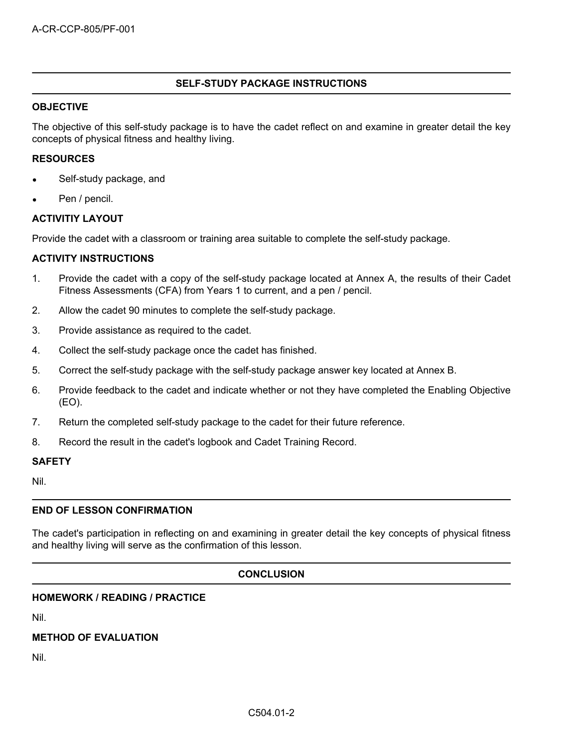## SELF-STUDY PACKAGE INSTRUCTIONS

### OBJECTIVE

The objective of this self-study package is to have the cadet reflect on and examine in greater detail the key concepts of physical fitness and healthy living.

### RESOURCES

- Self-study package, and
- Pen / pencil.

### ACTIVITIY LAYOUT

Provide the cadet with a classroom or training area suitable to complete the self-study package.

### ACTIVITY INSTRUCTIONS

1. Provide the cadet with a copy of the self-study package located at Annex A, the results of their Cadet Fitness Assessments (CFA) from Years 1 to current, and a pen / pencil.
2. Allow the cadet 90 minutes to complete the self-study package.
3. Provide assistance as required to the cadet.
4. Collect the self-study package once the cadet has finished.
5. Correct the self-study package with the self-study package answer key located at Annex B.
6. Provide feedback to the cadet and indicate whether or not they have completed the Enabling Objective (EO).
7. Return the completed self-study package to the cadet for their future reference.
8. Record the result in the cadet's logbook and Cadet Training Record.

### SAFETY

Nil.

## END OF LESSON CONFIRMATION

The cadet's participation in reflecting on and examining in greater detail the key concepts of physical fitness and healthy living will serve as the confirmation of this lesson.

## CONCLUSION

### HOMEWORK / READING / PRACTICE

Nil.

### METHOD OF EVALUATION

Nil.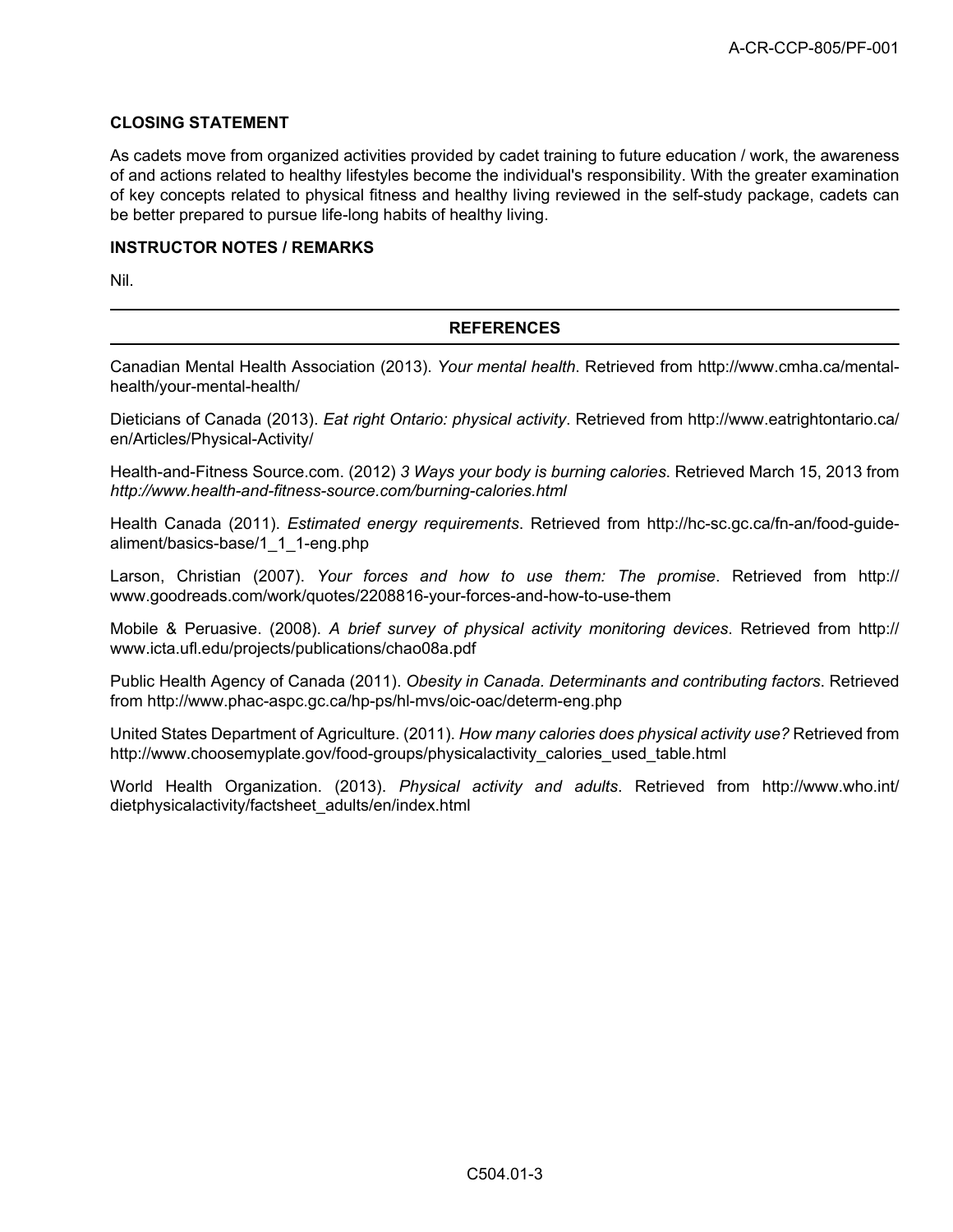## CLOSING STATEMENT

As cadets move from organized activities provided by cadet training to future education / work, the awareness of and actions related to healthy lifestyles become the individual's responsibility. With the greater examination of key concepts related to physical fitness and healthy living reviewed in the self-study package, cadets can be better prepared to pursue life-long habits of healthy living.

## INSTRUCTOR NOTES / REMARKS

Nil.

## REFERENCES

Canadian Mental Health Association (2013). *Your mental health*. Retrieved from http://www.cmha.ca/mental-health/your-mental-health/

Dieticians of Canada (2013). *Eat right Ontario: physical activity*. Retrieved from http://www.eatrightontario.ca/en/Articles/Physical-Activity/

Health-and-Fitness Source.com. (2012) *3 Ways your body is burning calories*. Retrieved March 15, 2013 from *http://www.health-and-fitness-source.com/burning-calories.html*

Health Canada (2011). *Estimated energy requirements*. Retrieved from http://hc-sc.gc.ca/fn-an/food-guide-aliment/basics-base/1_1_1-eng.php

Larson, Christian (2007). *Your forces and how to use them: The promise*. Retrieved from http://www.goodreads.com/work/quotes/2208816-your-forces-and-how-to-use-them

Mobile & Peruasive. (2008). *A brief survey of physical activity monitoring devices*. Retrieved from http://www.icta.ufl.edu/projects/publications/chao08a.pdf

Public Health Agency of Canada (2011). *Obesity in Canada. Determinants and contributing factors*. Retrieved from http://www.phac-aspc.gc.ca/hp-ps/hl-mvs/oic-oac/determ-eng.php

United States Department of Agriculture. (2011). *How many calories does physical activity use?* Retrieved from http://www.choosemyplate.gov/food-groups/physicalactivity_calories_used_table.html

World Health Organization. (2013). *Physical activity and adults*. Retrieved from http://www.who.int/dietphysicalactivity/factsheet_adults/en/index.html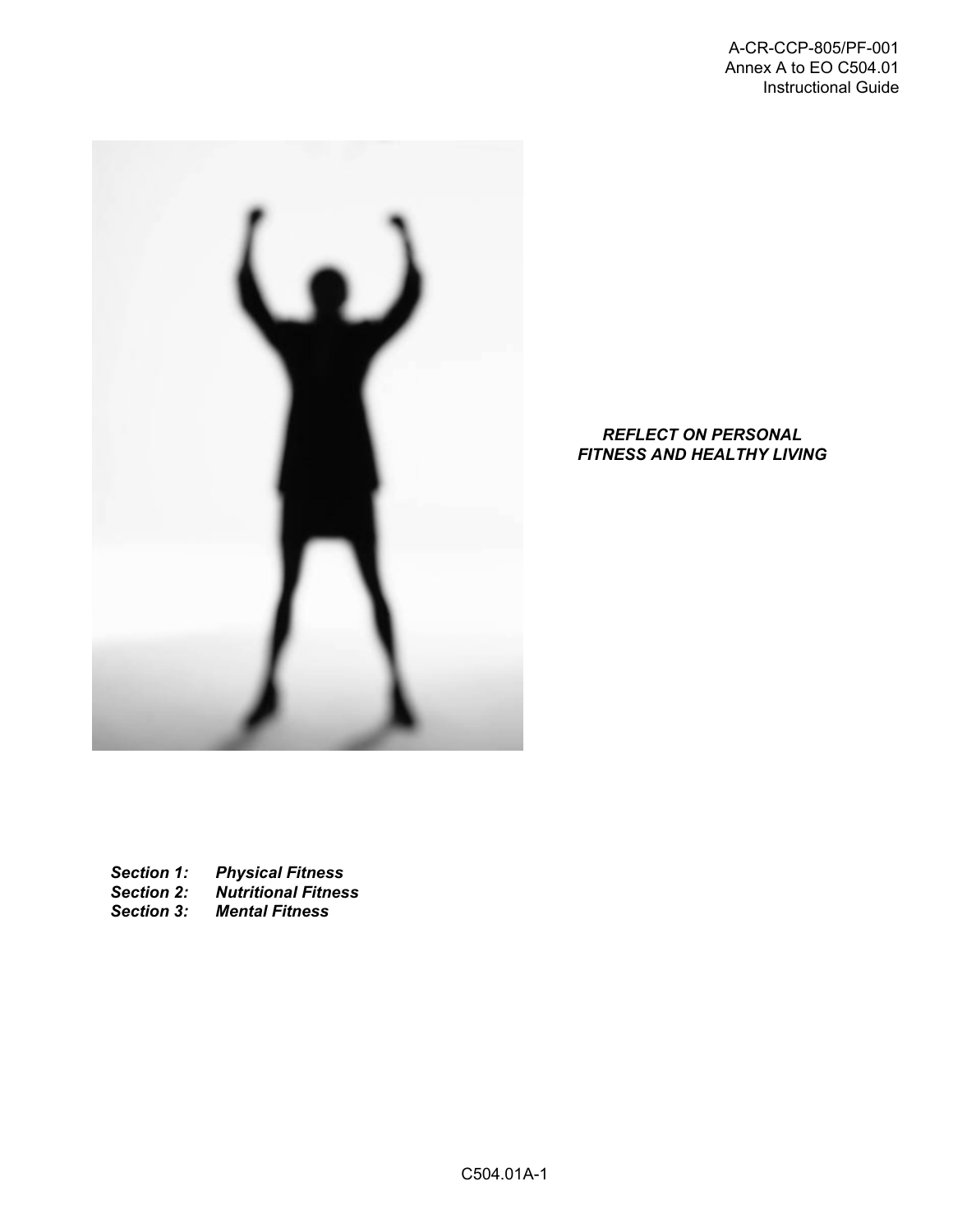***REFLECT ON PERSONAL FITNESS AND HEALTHY LIVING***

***Section 1: Physical Fitness***
***Section 2: Nutritional Fitness***
***Section 3: Mental Fitness***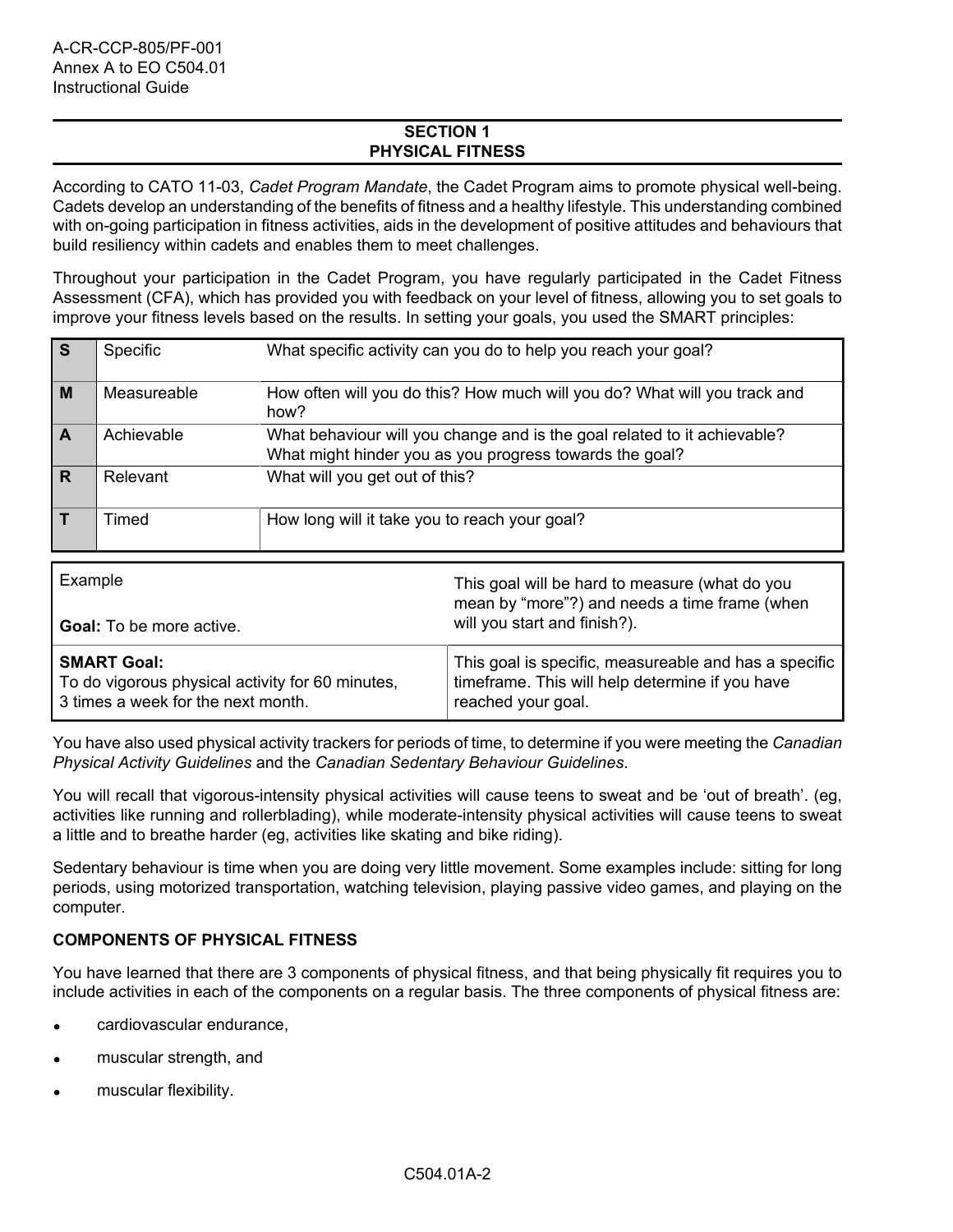## SECTION 1
## PHYSICAL FITNESS

According to CATO 11-03, *Cadet Program Mandate*, the Cadet Program aims to promote physical well-being. Cadets develop an understanding of the benefits of fitness and a healthy lifestyle. This understanding combined with on-going participation in fitness activities, aids in the development of positive attitudes and behaviours that build resiliency within cadets and enables them to meet challenges.

Throughout your participation in the Cadet Program, you have regularly participated in the Cadet Fitness Assessment (CFA), which has provided you with feedback on your level of fitness, allowing you to set goals to improve your fitness levels based on the results. In setting your goals, you used the SMART principles:

| | | |
|---|---|---|
| **S** | Specific | What specific activity can you do to help you reach your goal? |
| **M** | Measureable | How often will you do this? How much will you do? What will you track and how? |
| **A** | Achievable | What behaviour will you change and is the goal related to it achievable? What might hinder you as you progress towards the goal? |
| **R** | Relevant | What will you get out of this? |
| **T** | Timed | How long will it take you to reach your goal? |

| | |
|---|---|
| Example<br><br>**Goal:** To be more active. | This goal will be hard to measure (what do you mean by "more"?) and needs a time frame (when will you start and finish?). |
| **SMART Goal:**<br>To do vigorous physical activity for 60 minutes, 3 times a week for the next month. | This goal is specific, measureable and has a specific timeframe. This will help determine if you have reached your goal. |

You have also used physical activity trackers for periods of time, to determine if you were meeting the *Canadian Physical Activity Guidelines* and the *Canadian Sedentary Behaviour Guidelines*.

You will recall that vigorous-intensity physical activities will cause teens to sweat and be 'out of breath'. (eg, activities like running and rollerblading), while moderate-intensity physical activities will cause teens to sweat a little and to breathe harder (eg, activities like skating and bike riding).

Sedentary behaviour is time when you are doing very little movement. Some examples include: sitting for long periods, using motorized transportation, watching television, playing passive video games, and playing on the computer.

### COMPONENTS OF PHYSICAL FITNESS

You have learned that there are 3 components of physical fitness, and that being physically fit requires you to include activities in each of the components on a regular basis. The three components of physical fitness are:

- cardiovascular endurance,
- muscular strength, and
- muscular flexibility.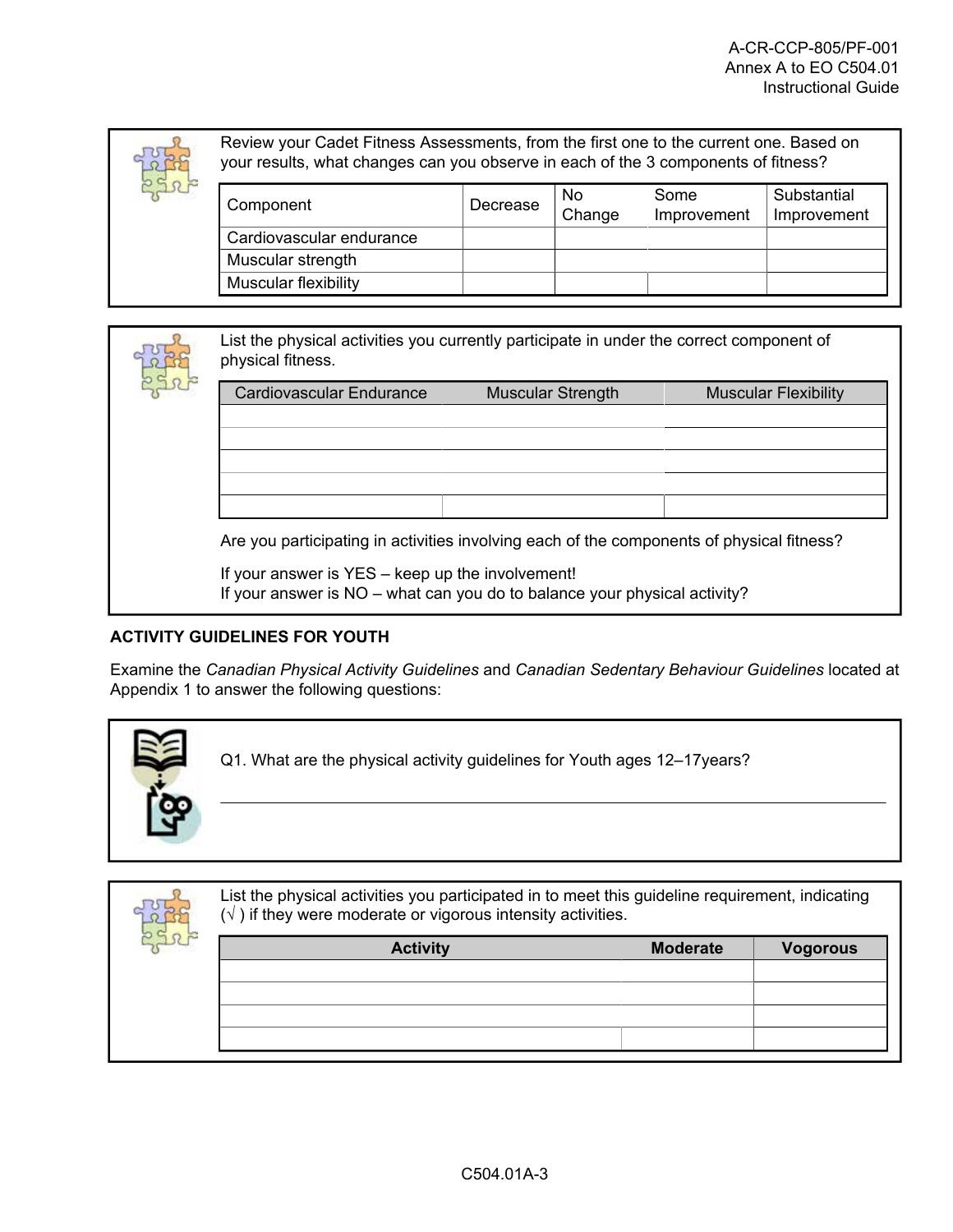Review your Cadet Fitness Assessments, from the first one to the current one. Based on your results, what changes can you observe in each of the 3 components of fitness?

| Component | Decrease | No Change | Some Improvement | Substantial Improvement |
|---|---|---|---|---|
| Cardiovascular endurance | | | | |
| Muscular strength | | | | |
| Muscular flexibility | | | | |

List the physical activities you currently participate in under the correct component of physical fitness.

| Cardiovascular Endurance | Muscular Strength | Muscular Flexibility |
|---|---|---|
| | | |
| | | |
| | | |
| | | |
| | | |

Are you participating in activities involving each of the components of physical fitness?

If your answer is YES – keep up the involvement!
If your answer is NO – what can you do to balance your physical activity?

**ACTIVITY GUIDELINES FOR YOUTH**

Examine the *Canadian Physical Activity Guidelines* and *Canadian Sedentary Behaviour Guidelines* located at Appendix 1 to answer the following questions:

Q1. What are the physical activity guidelines for Youth ages 12–17years?

______________________________________________________________________

List the physical activities you participated in to meet this guideline requirement, indicating (√ ) if they were moderate or vigorous intensity activities.

| Activity | Moderate | Vogorous |
|---|---|---|
| | | |
| | | |
| | | |
| | | |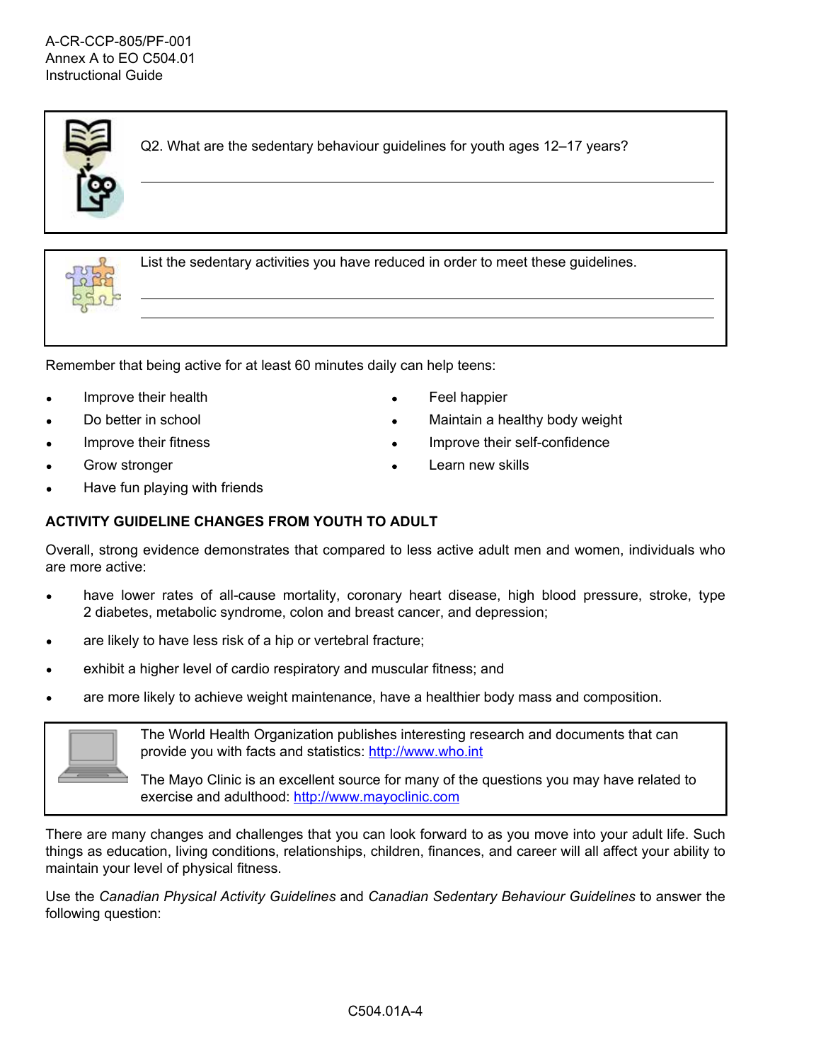Q2. What are the sedentary behaviour guidelines for youth ages 12–17 years?

\_\_\_\_\_\_\_\_\_\_\_\_\_\_\_\_\_\_\_\_\_\_\_\_\_\_\_\_\_\_\_\_\_\_\_\_\_\_\_\_\_\_\_\_\_\_\_\_\_\_\_\_\_\_\_\_\_\_\_\_\_\_\_\_\_\_\_\_\_\_\_\_\_\_\_\_

List the sedentary activities you have reduced in order to meet these guidelines.

\_\_\_\_\_\_\_\_\_\_\_\_\_\_\_\_\_\_\_\_\_\_\_\_\_\_\_\_\_\_\_\_\_\_\_\_\_\_\_\_\_\_\_\_\_\_\_\_\_\_\_\_\_\_\_\_\_\_\_\_\_\_\_\_\_\_\_\_\_\_\_\_\_\_\_\_

\_\_\_\_\_\_\_\_\_\_\_\_\_\_\_\_\_\_\_\_\_\_\_\_\_\_\_\_\_\_\_\_\_\_\_\_\_\_\_\_\_\_\_\_\_\_\_\_\_\_\_\_\_\_\_\_\_\_\_\_\_\_\_\_\_\_\_\_\_\_\_\_\_\_\_\_

Remember that being active for at least 60 minutes daily can help teens:

- Improve their health
- Do better in school
- Improve their fitness
- Grow stronger
- Have fun playing with friends
- Feel happier
- Maintain a healthy body weight
- Improve their self-confidence
- Learn new skills

**ACTIVITY GUIDELINE CHANGES FROM YOUTH TO ADULT**

Overall, strong evidence demonstrates that compared to less active adult men and women, individuals who are more active:

- have lower rates of all-cause mortality, coronary heart disease, high blood pressure, stroke, type 2 diabetes, metabolic syndrome, colon and breast cancer, and depression;
- are likely to have less risk of a hip or vertebral fracture;
- exhibit a higher level of cardio respiratory and muscular fitness; and
- are more likely to achieve weight maintenance, have a healthier body mass and composition.

The World Health Organization publishes interesting research and documents that can provide you with facts and statistics: [http://www.who.int](http://www.who.int)

The Mayo Clinic is an excellent source for many of the questions you may have related to exercise and adulthood: [http://www.mayoclinic.com](http://www.mayoclinic.com)

There are many changes and challenges that you can look forward to as you move into your adult life. Such things as education, living conditions, relationships, children, finances, and career will all affect your ability to maintain your level of physical fitness.

Use the *Canadian Physical Activity Guidelines* and *Canadian Sedentary Behaviour Guidelines* to answer the following question: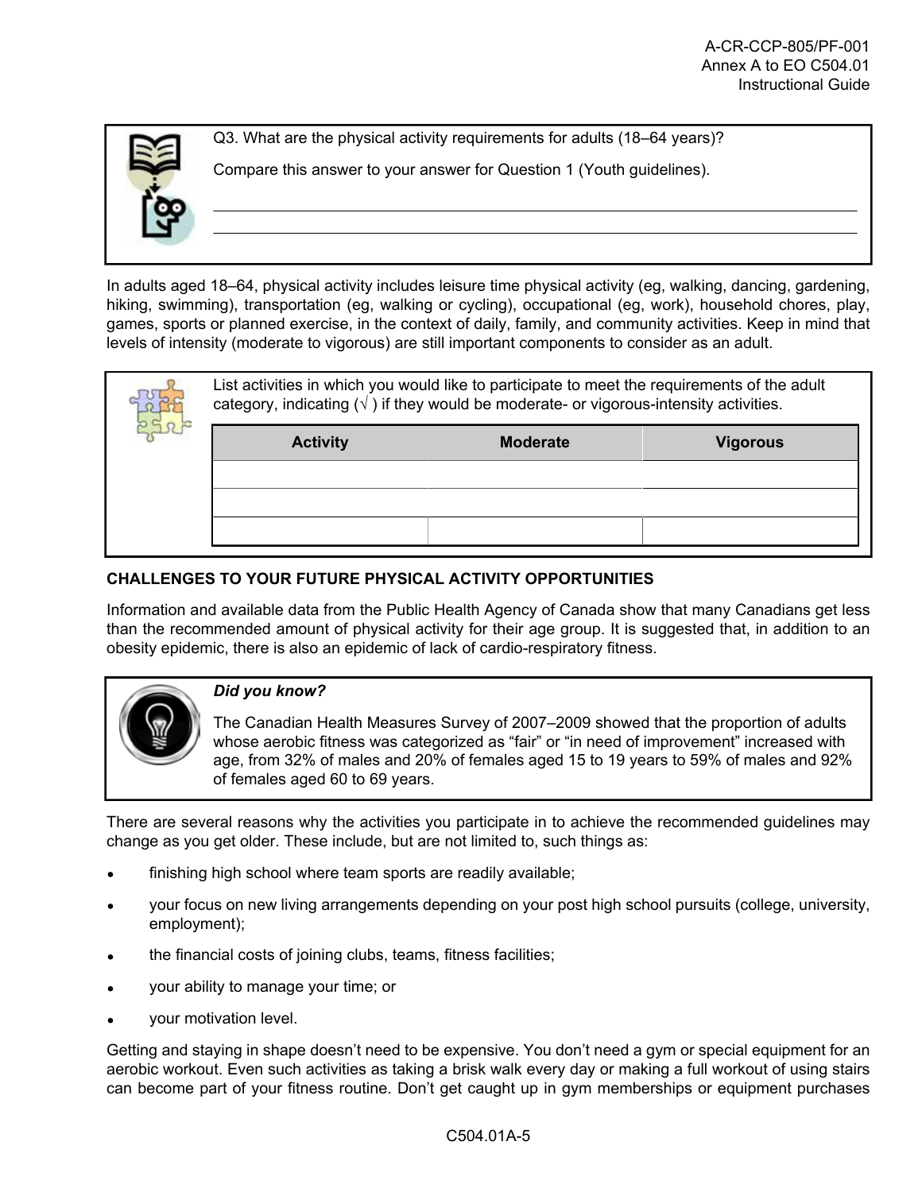Q3. What are the physical activity requirements for adults (18–64 years)?

Compare this answer to your answer for Question 1 (Youth guidelines).

______________________________________________________________________

______________________________________________________________________

In adults aged 18–64, physical activity includes leisure time physical activity (eg, walking, dancing, gardening, hiking, swimming), transportation (eg, walking or cycling), occupational (eg, work), household chores, play, games, sports or planned exercise, in the context of daily, family, and community activities. Keep in mind that levels of intensity (moderate to vigorous) are still important components to consider as an adult.

List activities in which you would like to participate to meet the requirements of the adult category, indicating (√ ) if they would be moderate- or vigorous-intensity activities.

| Activity | Moderate | Vigorous |
|---|---|---|
| | | |
| | | |
| | | |

**CHALLENGES TO YOUR FUTURE PHYSICAL ACTIVITY OPPORTUNITIES**

Information and available data from the Public Health Agency of Canada show that many Canadians get less than the recommended amount of physical activity for their age group. It is suggested that, in addition to an obesity epidemic, there is also an epidemic of lack of cardio-respiratory fitness.

***Did you know?***

The Canadian Health Measures Survey of 2007–2009 showed that the proportion of adults whose aerobic fitness was categorized as “fair” or “in need of improvement” increased with age, from 32% of males and 20% of females aged 15 to 19 years to 59% of males and 92% of females aged 60 to 69 years.

There are several reasons why the activities you participate in to achieve the recommended guidelines may change as you get older. These include, but are not limited to, such things as:

- finishing high school where team sports are readily available;
- your focus on new living arrangements depending on your post high school pursuits (college, university, employment);
- the financial costs of joining clubs, teams, fitness facilities;
- your ability to manage your time; or
- your motivation level.

Getting and staying in shape doesn’t need to be expensive. You don’t need a gym or special equipment for an aerobic workout. Even such activities as taking a brisk walk every day or making a full workout of using stairs can become part of your fitness routine. Don’t get caught up in gym memberships or equipment purchases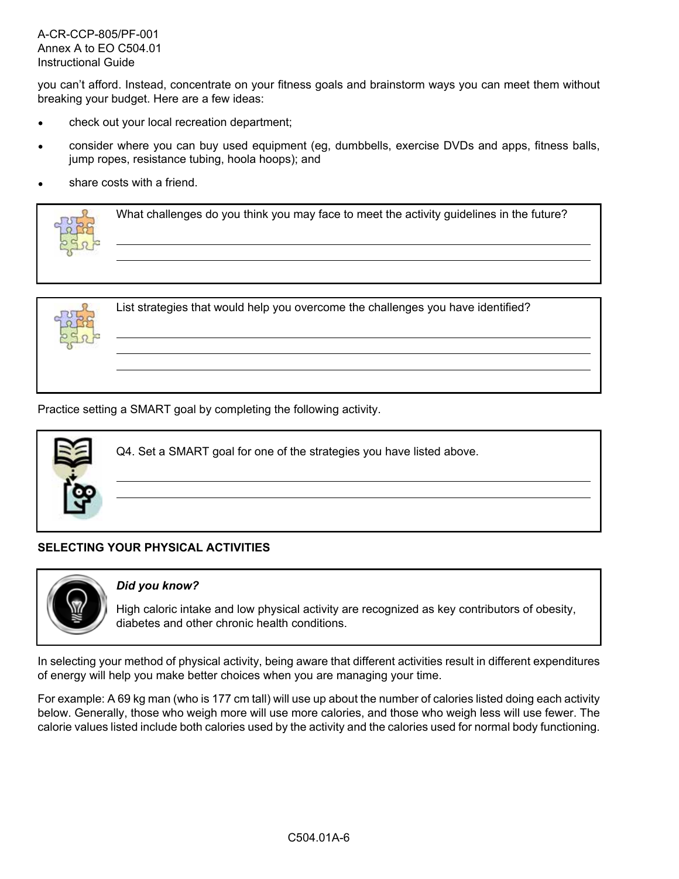you can't afford. Instead, concentrate on your fitness goals and brainstorm ways you can meet them without breaking your budget. Here are a few ideas:

- check out your local recreation department;
- consider where you can buy used equipment (eg, dumbbells, exercise DVDs and apps, fitness balls, jump ropes, resistance tubing, hoola hoops); and
- share costs with a friend.

What challenges do you think you may face to meet the activity guidelines in the future?

______________________________________________________________________

______________________________________________________________________

List strategies that would help you overcome the challenges you have identified?

______________________________________________________________________

______________________________________________________________________

______________________________________________________________________

Practice setting a SMART goal by completing the following activity.

Q4. Set a SMART goal for one of the strategies you have listed above.

______________________________________________________________________

______________________________________________________________________

**SELECTING YOUR PHYSICAL ACTIVITIES**

***Did you know?***

High caloric intake and low physical activity are recognized as key contributors of obesity, diabetes and other chronic health conditions.

In selecting your method of physical activity, being aware that different activities result in different expenditures of energy will help you make better choices when you are managing your time.

For example: A 69 kg man (who is 177 cm tall) will use up about the number of calories listed doing each activity below. Generally, those who weigh more will use more calories, and those who weigh less will use fewer. The calorie values listed include both calories used by the activity and the calories used for normal body functioning.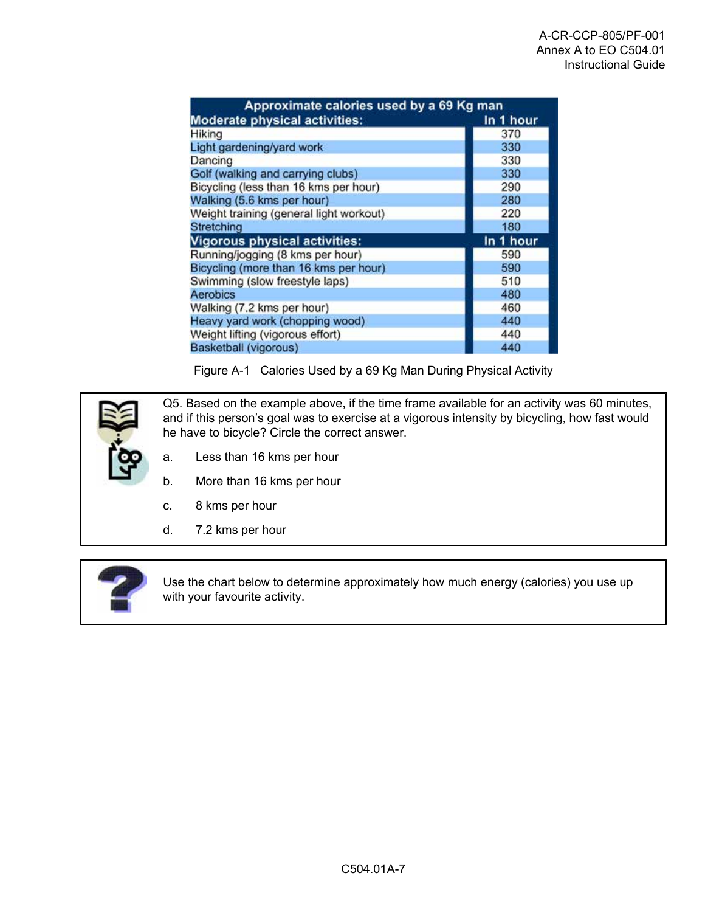| Approximate calories used by a 69 Kg man | |
|---|---|
| **Moderate physical activities:** | **In 1 hour** |
| Hiking | 370 |
| Light gardening/yard work | 330 |
| Dancing | 330 |
| Golf (walking and carrying clubs) | 330 |
| Bicycling (less than 16 kms per hour) | 290 |
| Walking (5.6 kms per hour) | 280 |
| Weight training (general light workout) | 220 |
| Stretching | 180 |
| **Vigorous physical activities:** | **In 1 hour** |
| Running/jogging (8 kms per hour) | 590 |
| Bicycling (more than 16 kms per hour) | 590 |
| Swimming (slow freestyle laps) | 510 |
| Aerobics | 480 |
| Walking (7.2 kms per hour) | 460 |
| Heavy yard work (chopping wood) | 440 |
| Weight lifting (vigorous effort) | 440 |
| Basketball (vigorous) | 440 |

Figure A-1 Calories Used by a 69 Kg Man During Physical Activity

Q5. Based on the example above, if the time frame available for an activity was 60 minutes, and if this person's goal was to exercise at a vigorous intensity by bicycling, how fast would he have to bicycle? Circle the correct answer.

a. Less than 16 kms per hour

b. More than 16 kms per hour

c. 8 kms per hour

d. 7.2 kms per hour

Use the chart below to determine approximately how much energy (calories) you use up with your favourite activity.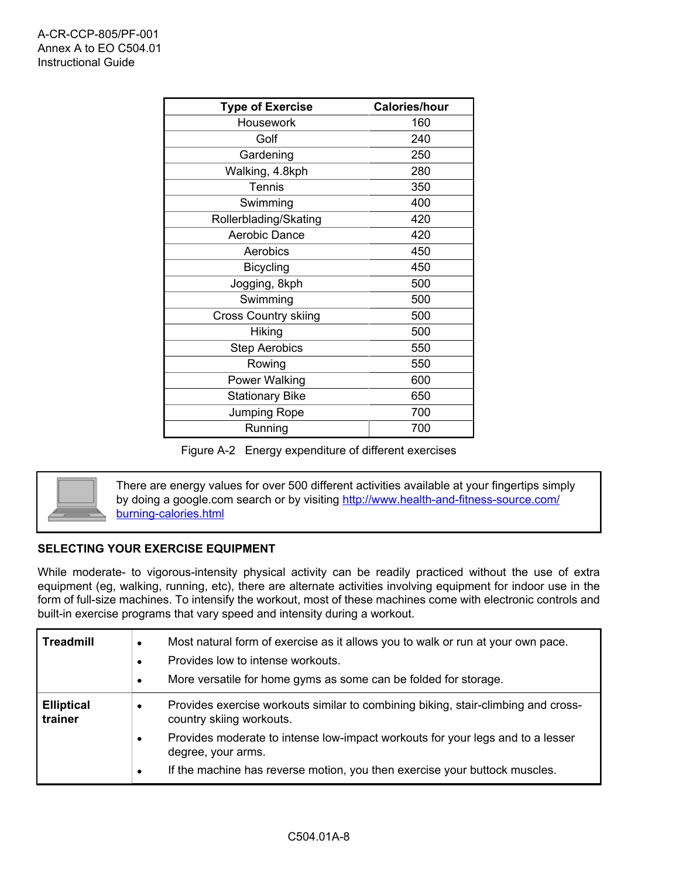| Type of Exercise | Calories/hour |
|---|---|
| Housework | 160 |
| Golf | 240 |
| Gardening | 250 |
| Walking, 4.8kph | 280 |
| Tennis | 350 |
| Swimming | 400 |
| Rollerblading/Skating | 420 |
| Aerobic Dance | 420 |
| Aerobics | 450 |
| Bicycling | 450 |
| Jogging, 8kph | 500 |
| Swimming | 500 |
| Cross Country skiing | 500 |
| Hiking | 500 |
| Step Aerobics | 550 |
| Rowing | 550 |
| Power Walking | 600 |
| Stationary Bike | 650 |
| Jumping Rope | 700 |
| Running | 700 |

Figure A-2 Energy expenditure of different exercises

> There are energy values for over 500 different activities available at your fingertips simply by doing a google.com search or by visiting [http://www.health-and-fitness-source.com/burning-calories.html](http://www.health-and-fitness-source.com/burning-calories.html)

**SELECTING YOUR EXERCISE EQUIPMENT**

While moderate- to vigorous-intensity physical activity can be readily practiced without the use of extra equipment (eg, walking, running, etc), there are alternate activities involving equipment for indoor use in the form of full-size machines. To intensify the workout, most of these machines come with electronic controls and built-in exercise programs that vary speed and intensity during a workout.

| | |
|---|---|
| **Treadmill** | • Most natural form of exercise as it allows you to walk or run at your own pace.<br>• Provides low to intense workouts.<br>• More versatile for home gyms as some can be folded for storage. |
| **Elliptical trainer** | • Provides exercise workouts similar to combining biking, stair-climbing and cross-country skiing workouts.<br>• Provides moderate to intense low-impact workouts for your legs and to a lesser degree, your arms.<br>• If the machine has reverse motion, you then exercise your buttock muscles. |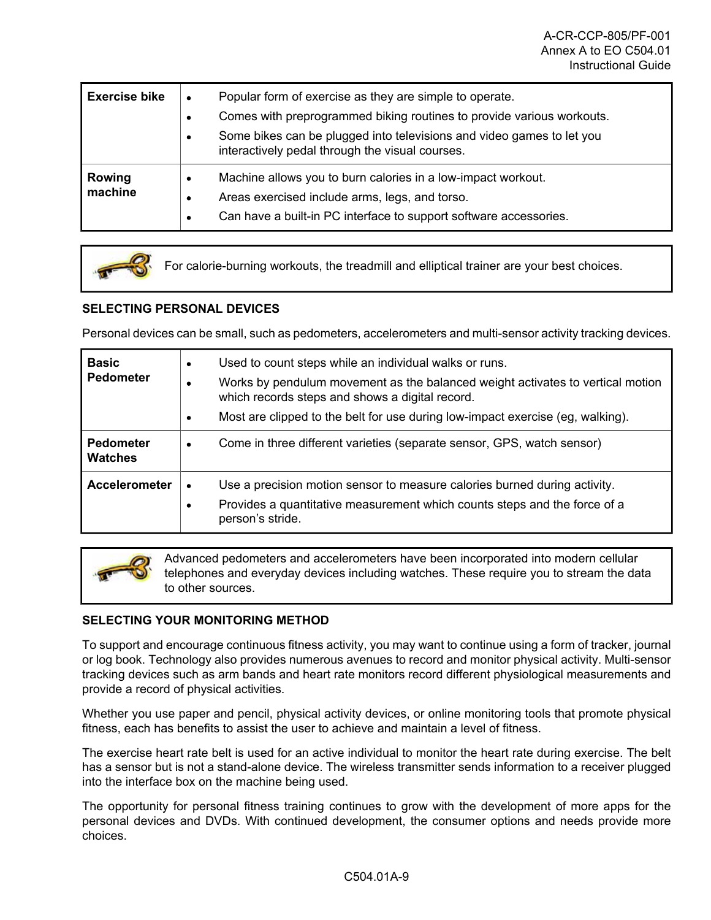| | |
|---|---|
| **Exercise bike** | • Popular form of exercise as they are simple to operate.<br>• Comes with preprogrammed biking routines to provide various workouts.<br>• Some bikes can be plugged into televisions and video games to let you interactively pedal through the visual courses. |
| **Rowing machine** | • Machine allows you to burn calories in a low-impact workout.<br>• Areas exercised include arms, legs, and torso.<br>• Can have a built-in PC interface to support software accessories. |

For calorie-burning workouts, the treadmill and elliptical trainer are your best choices.

**SELECTING PERSONAL DEVICES**

Personal devices can be small, such as pedometers, accelerometers and multi-sensor activity tracking devices.

| | |
|---|---|
| **Basic Pedometer** | • Used to count steps while an individual walks or runs.<br>• Works by pendulum movement as the balanced weight activates to vertical motion which records steps and shows a digital record.<br>• Most are clipped to the belt for use during low-impact exercise (eg, walking). |
| **Pedometer Watches** | • Come in three different varieties (separate sensor, GPS, watch sensor) |
| **Accelerometer** | • Use a precision motion sensor to measure calories burned during activity.<br>• Provides a quantitative measurement which counts steps and the force of a person's stride. |

Advanced pedometers and accelerometers have been incorporated into modern cellular telephones and everyday devices including watches. These require you to stream the data to other sources.

**SELECTING YOUR MONITORING METHOD**

To support and encourage continuous fitness activity, you may want to continue using a form of tracker, journal or log book. Technology also provides numerous avenues to record and monitor physical activity. Multi-sensor tracking devices such as arm bands and heart rate monitors record different physiological measurements and provide a record of physical activities.

Whether you use paper and pencil, physical activity devices, or online monitoring tools that promote physical fitness, each has benefits to assist the user to achieve and maintain a level of fitness.

The exercise heart rate belt is used for an active individual to monitor the heart rate during exercise. The belt has a sensor but is not a stand-alone device. The wireless transmitter sends information to a receiver plugged into the interface box on the machine being used.

The opportunity for personal fitness training continues to grow with the development of more apps for the personal devices and DVDs. With continued development, the consumer options and needs provide more choices.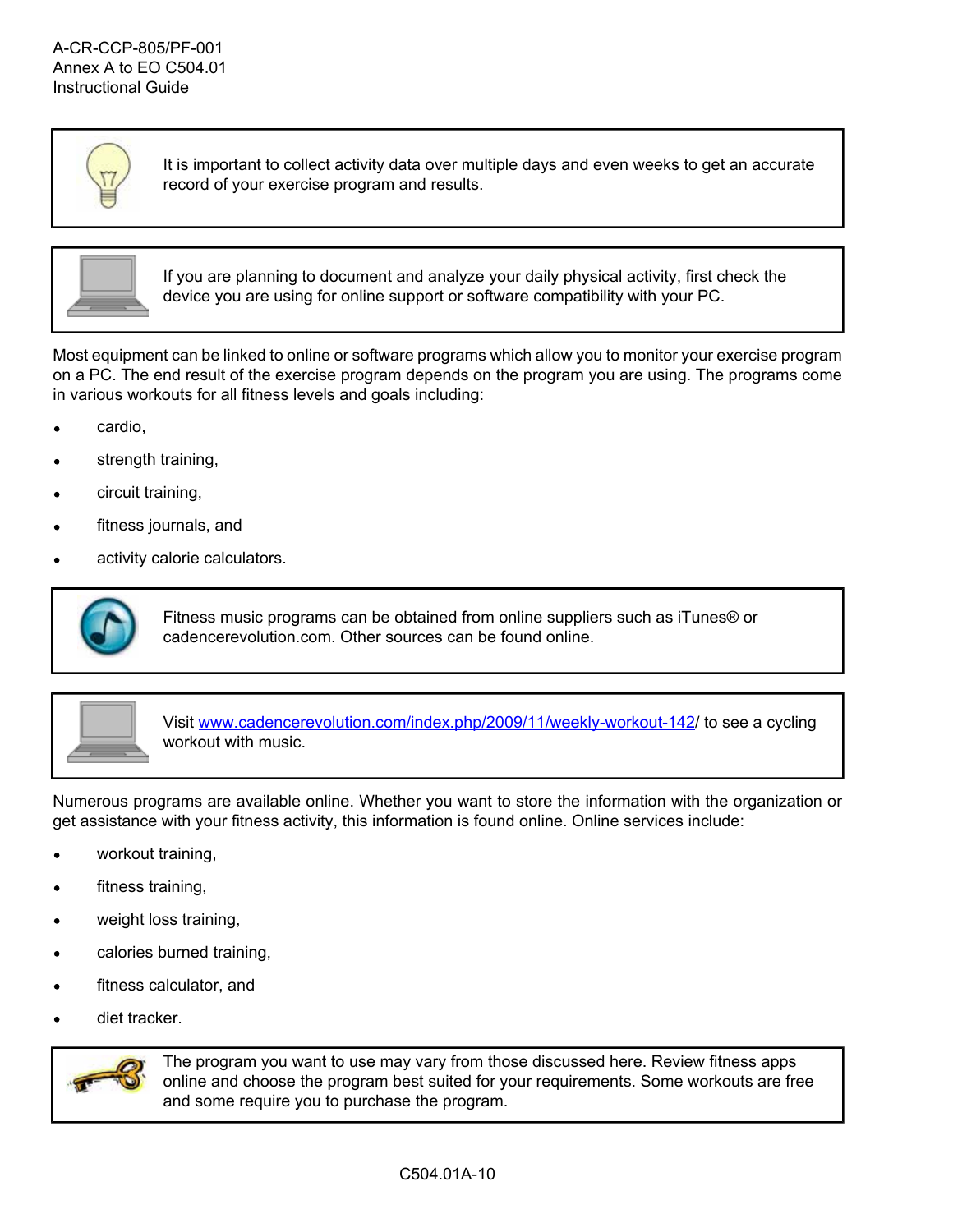It is important to collect activity data over multiple days and even weeks to get an accurate record of your exercise program and results.

If you are planning to document and analyze your daily physical activity, first check the device you are using for online support or software compatibility with your PC.

Most equipment can be linked to online or software programs which allow you to monitor your exercise program on a PC. The end result of the exercise program depends on the program you are using. The programs come in various workouts for all fitness levels and goals including:

- cardio,
- strength training,
- circuit training,
- fitness journals, and
- activity calorie calculators.

Fitness music programs can be obtained from online suppliers such as iTunes® or cadencerevolution.com. Other sources can be found online.

Visit [www.cadencerevolution.com/index.php/2009/11/weekly-workout-142/](www.cadencerevolution.com/index.php/2009/11/weekly-workout-142/) to see a cycling workout with music.

Numerous programs are available online. Whether you want to store the information with the organization or get assistance with your fitness activity, this information is found online. Online services include:

- workout training,
- fitness training,
- weight loss training,
- calories burned training,
- fitness calculator, and
- diet tracker.

The program you want to use may vary from those discussed here. Review fitness apps online and choose the program best suited for your requirements. Some workouts are free and some require you to purchase the program.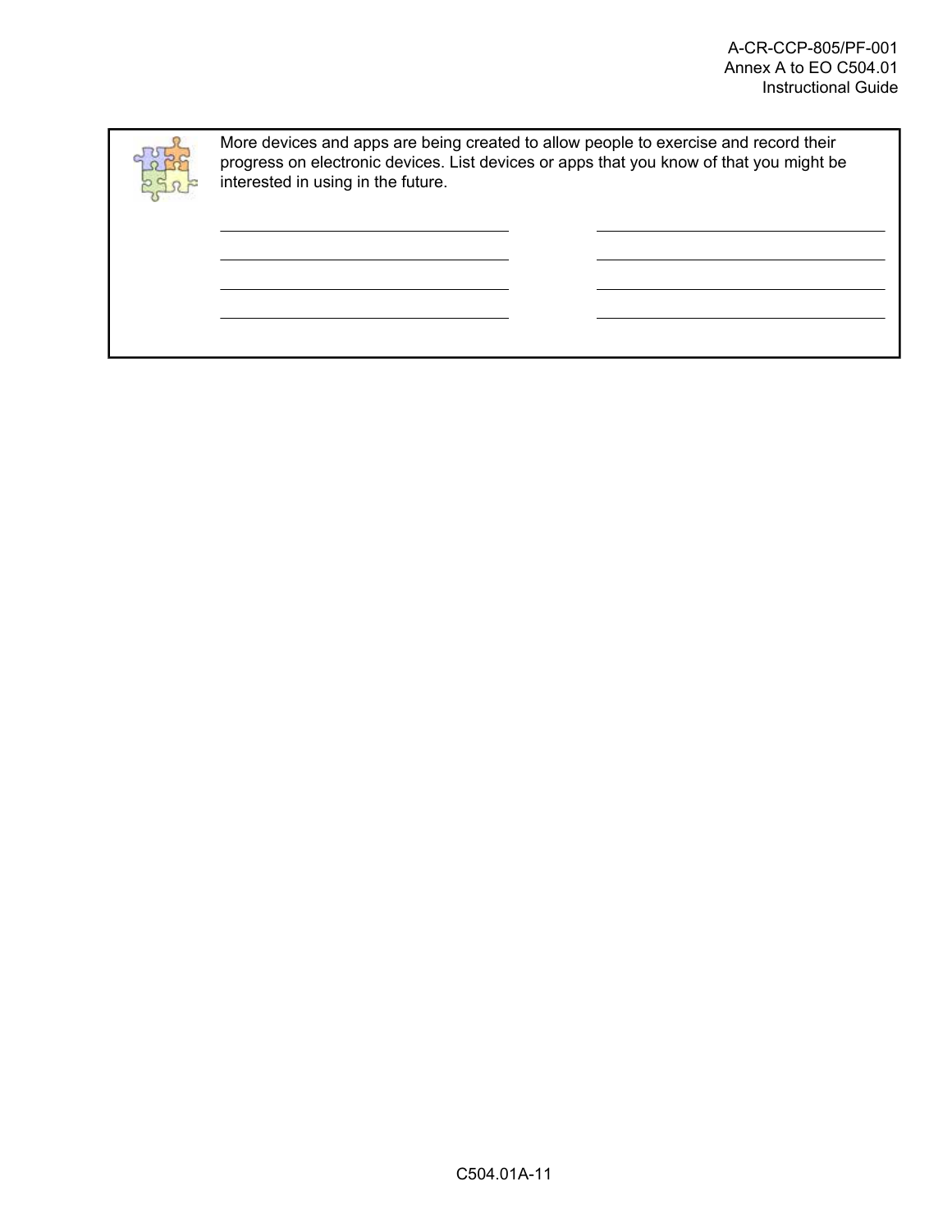More devices and apps are being created to allow people to exercise and record their progress on electronic devices. List devices or apps that you know of that you might be interested in using in the future.

| | |
|---|---|
| ______________________________ | ______________________________ |
| ______________________________ | ______________________________ |
| ______________________________ | ______________________________ |
| ______________________________ | ______________________________ |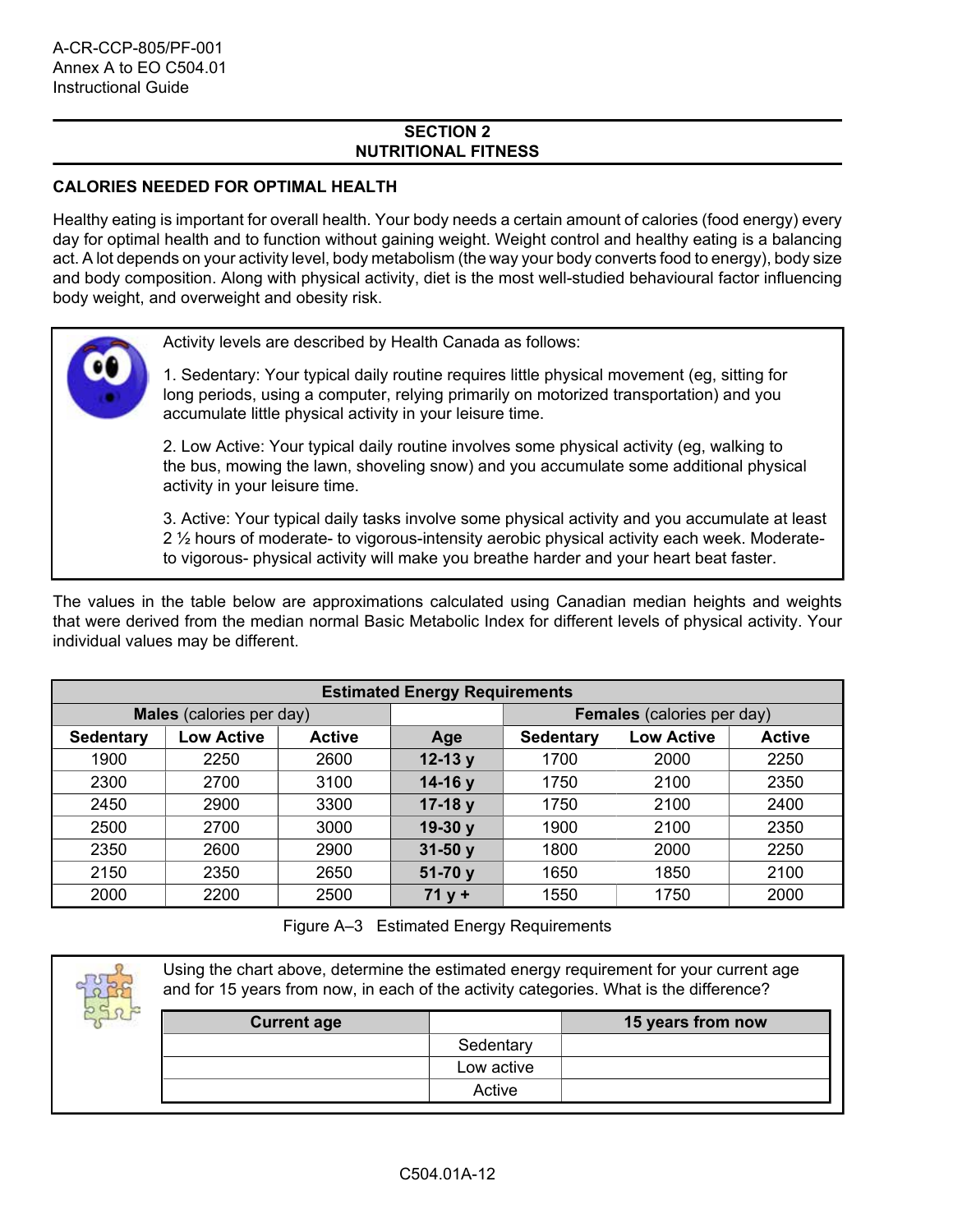## SECTION 2
## NUTRITIONAL FITNESS

### CALORIES NEEDED FOR OPTIMAL HEALTH

Healthy eating is important for overall health. Your body needs a certain amount of calories (food energy) every day for optimal health and to function without gaining weight. Weight control and healthy eating is a balancing act. A lot depends on your activity level, body metabolism (the way your body converts food to energy), body size and body composition. Along with physical activity, diet is the most well-studied behavioural factor influencing body weight, and overweight and obesity risk.

> Activity levels are described by Health Canada as follows:
>
> 1. Sedentary: Your typical daily routine requires little physical movement (eg, sitting for long periods, using a computer, relying primarily on motorized transportation) and you accumulate little physical activity in your leisure time.
>
> 2. Low Active: Your typical daily routine involves some physical activity (eg, walking to the bus, mowing the lawn, shoveling snow) and you accumulate some additional physical activity in your leisure time.
>
> 3. Active: Your typical daily tasks involve some physical activity and you accumulate at least 2 ½ hours of moderate- to vigorous-intensity aerobic physical activity each week. Moderate- to vigorous- physical activity will make you breathe harder and your heart beat faster.

The values in the table below are approximations calculated using Canadian median heights and weights that were derived from the median normal Basic Metabolic Index for different levels of physical activity. Your individual values may be different.

| Estimated Energy Requirements | | | | | | |
|---|---|---|---|---|---|---|
| **Males** (calories per day) | | | | **Females** (calories per day) | | |
| **Sedentary** | **Low Active** | **Active** | **Age** | **Sedentary** | **Low Active** | **Active** |
| 1900 | 2250 | 2600 | **12-13 y** | 1700 | 2000 | 2250 |
| 2300 | 2700 | 3100 | **14-16 y** | 1750 | 2100 | 2350 |
| 2450 | 2900 | 3300 | **17-18 y** | 1750 | 2100 | 2400 |
| 2500 | 2700 | 3000 | **19-30 y** | 1900 | 2100 | 2350 |
| 2350 | 2600 | 2900 | **31-50 y** | 1800 | 2000 | 2250 |
| 2150 | 2350 | 2650 | **51-70 y** | 1650 | 1850 | 2100 |
| 2000 | 2200 | 2500 | **71 y +** | 1550 | 1750 | 2000 |

Figure A–3 Estimated Energy Requirements

> Using the chart above, determine the estimated energy requirement for your current age and for 15 years from now, in each of the activity categories. What is the difference?

| Current age | | 15 years from now |
|---|---|---|
| | Sedentary | |
| | Low active | |
| | Active | |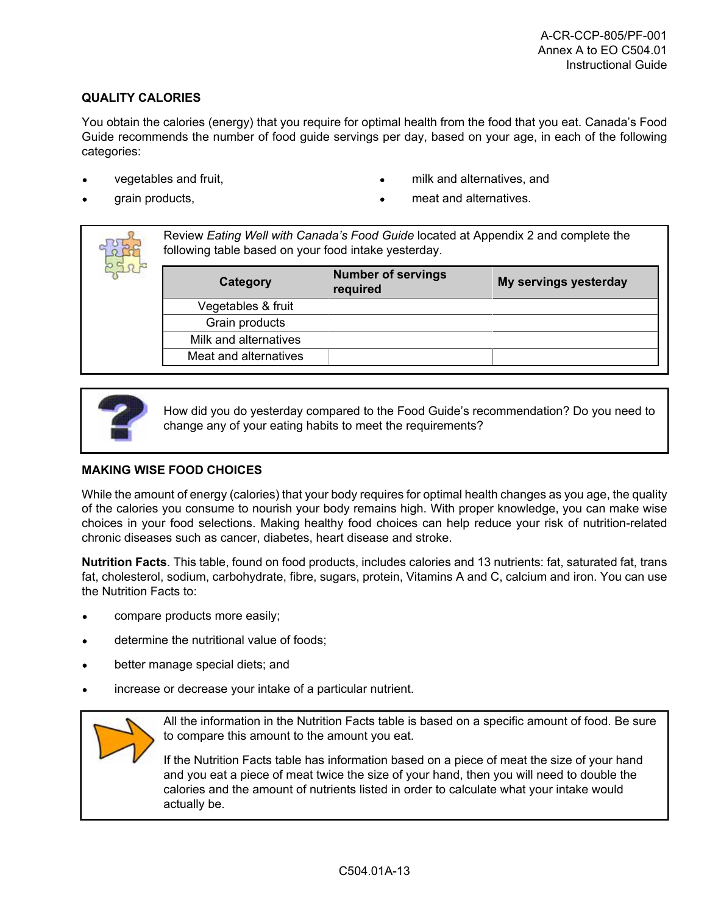## QUALITY CALORIES

You obtain the calories (energy) that you require for optimal health from the food that you eat. Canada's Food Guide recommends the number of food guide servings per day, based on your age, in each of the following categories:

- vegetables and fruit,
- grain products,
- milk and alternatives, and
- meat and alternatives.

Review *Eating Well with Canada's Food Guide* located at Appendix 2 and complete the following table based on your food intake yesterday.

| Category | Number of servings required | My servings yesterday |
|---|---|---|
| Vegetables & fruit | | |
| Grain products | | |
| Milk and alternatives | | |
| Meat and alternatives | | |

How did you do yesterday compared to the Food Guide's recommendation? Do you need to change any of your eating habits to meet the requirements?

## MAKING WISE FOOD CHOICES

While the amount of energy (calories) that your body requires for optimal health changes as you age, the quality of the calories you consume to nourish your body remains high. With proper knowledge, you can make wise choices in your food selections. Making healthy food choices can help reduce your risk of nutrition-related chronic diseases such as cancer, diabetes, heart disease and stroke.

**Nutrition Facts**. This table, found on food products, includes calories and 13 nutrients: fat, saturated fat, trans fat, cholesterol, sodium, carbohydrate, fibre, sugars, protein, Vitamins A and C, calcium and iron. You can use the Nutrition Facts to:

- compare products more easily;
- determine the nutritional value of foods;
- better manage special diets; and
- increase or decrease your intake of a particular nutrient.

All the information in the Nutrition Facts table is based on a specific amount of food. Be sure to compare this amount to the amount you eat.

If the Nutrition Facts table has information based on a piece of meat the size of your hand and you eat a piece of meat twice the size of your hand, then you will need to double the calories and the amount of nutrients listed in order to calculate what your intake would actually be.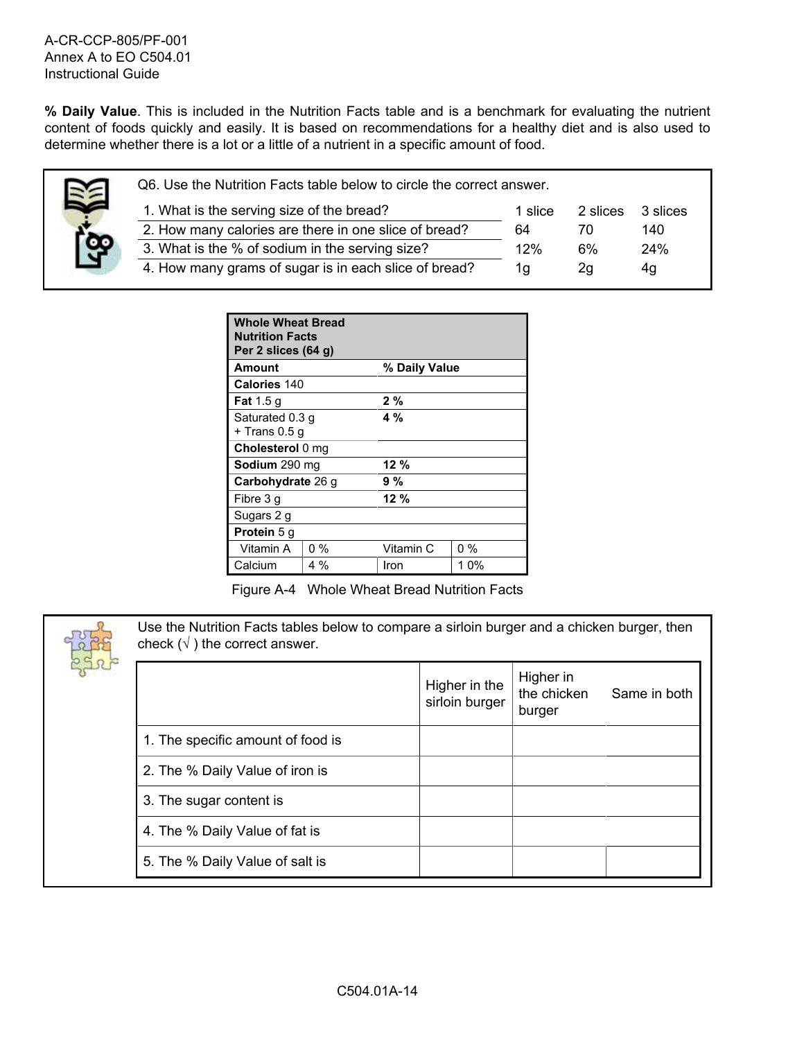**% Daily Value**. This is included in the Nutrition Facts table and is a benchmark for evaluating the nutrient content of foods quickly and easily. It is based on recommendations for a healthy diet and is also used to determine whether there is a lot or a little of a nutrient in a specific amount of food.

Q6. Use the Nutrition Facts table below to circle the correct answer.

| | | | |
|---|---|---|---|
| 1. What is the serving size of the bread? | 1 slice | 2 slices | 3 slices |
| 2. How many calories are there in one slice of bread? | 64 | 70 | 140 |
| 3. What is the % of sodium in the serving size? | 12% | 6% | 24% |
| 4. How many grams of sugar is in each slice of bread? | 1g | 2g | 4g |

| **Whole Wheat Bread Nutrition Facts Per 2 slices (64 g)** | | | |
|---|---|---|---|
| **Amount** | | **% Daily Value** | |
| **Calories** 140 | | | |
| **Fat** 1.5 g | | **2 %** | |
| Saturated 0.3 g + Trans 0.5 g | | **4 %** | |
| **Cholesterol** 0 mg | | | |
| **Sodium** 290 mg | | **12 %** | |
| **Carbohydrate** 26 g | | **9 %** | |
| Fibre 3 g | | **12 %** | |
| Sugars 2 g | | | |
| **Protein** 5 g | | | |
| Vitamin A | 0 % | Vitamin C | 0 % |
| Calcium | 4 % | Iron | 1 0% |

Figure A-4 Whole Wheat Bread Nutrition Facts

Use the Nutrition Facts tables below to compare a sirloin burger and a chicken burger, then check (√ ) the correct answer.

| | Higher in the sirloin burger | Higher in the chicken burger | Same in both |
|---|---|---|---|
| 1. The specific amount of food is | | | |
| 2. The % Daily Value of iron is | | | |
| 3. The sugar content is | | | |
| 4. The % Daily Value of fat is | | | |
| 5. The % Daily Value of salt is | | | |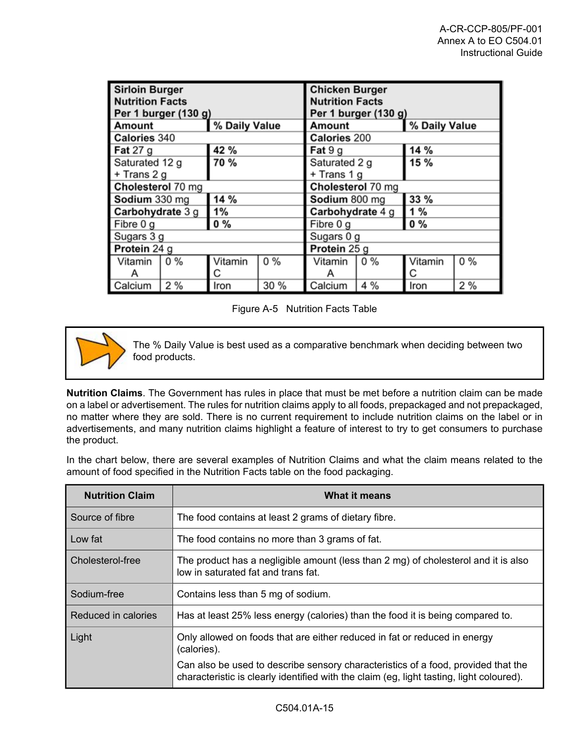| Sirloin Burger Nutrition Facts Per 1 burger (130 g) | | | | Chicken Burger Nutrition Facts Per 1 burger (130 g) | | | |
|---|---|---|---|---|---|---|---|
| **Amount** | | **% Daily Value** | | **Amount** | | **% Daily Value** | |
| **Calories** 340 | | | | **Calories** 200 | | | |
| **Fat** 27 g | | **42 %** | | **Fat** 9 g | | **14 %** | |
| Saturated 12 g + Trans 2 g | | **70 %** | | Saturated 2 g + Trans 1 g | | **15 %** | |
| **Cholesterol** 70 mg | | | | **Cholesterol** 70 mg | | | |
| **Sodium** 330 mg | | **14 %** | | **Sodium** 800 mg | | **33 %** | |
| **Carbohydrate** 3 g | | **1%** | | **Carbohydrate** 4 g | | **1 %** | |
| Fibre 0 g | | **0 %** | | Fibre 0 g | | **0 %** | |
| Sugars 3 g | | | | Sugars 0 g | | | |
| **Protein** 24 g | | | | **Protein** 25 g | | | |
| Vitamin A | 0 % | Vitamin C | 0 % | Vitamin A | 0 % | Vitamin C | 0 % |
| Calcium | 2 % | Iron | 30 % | Calcium | 4 % | Iron | 2 % |

Figure A-5 Nutrition Facts Table

> The % Daily Value is best used as a comparative benchmark when deciding between two food products.

**Nutrition Claims**. The Government has rules in place that must be met before a nutrition claim can be made on a label or advertisement. The rules for nutrition claims apply to all foods, prepackaged and not prepackaged, no matter where they are sold. There is no current requirement to include nutrition claims on the label or in advertisements, and many nutrition claims highlight a feature of interest to try to get consumers to purchase the product.

In the chart below, there are several examples of Nutrition Claims and what the claim means related to the amount of food specified in the Nutrition Facts table on the food packaging.

| Nutrition Claim | What it means |
|---|---|
| Source of fibre | The food contains at least 2 grams of dietary fibre. |
| Low fat | The food contains no more than 3 grams of fat. |
| Cholesterol-free | The product has a negligible amount (less than 2 mg) of cholesterol and it is also low in saturated fat and trans fat. |
| Sodium-free | Contains less than 5 mg of sodium. |
| Reduced in calories | Has at least 25% less energy (calories) than the food it is being compared to. |
| Light | Only allowed on foods that are either reduced in fat or reduced in energy (calories).<br>Can also be used to describe sensory characteristics of a food, provided that the characteristic is clearly identified with the claim (eg, light tasting, light coloured). |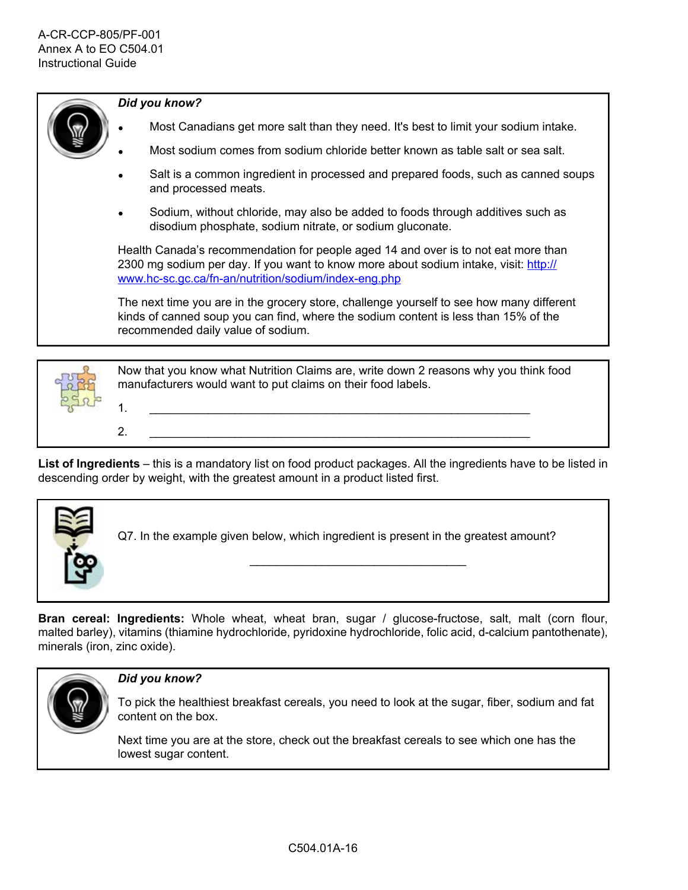***Did you know?***

- Most Canadians get more salt than they need. It's best to limit your sodium intake.
- Most sodium comes from sodium chloride better known as table salt or sea salt.
- Salt is a common ingredient in processed and prepared foods, such as canned soups and processed meats.
- Sodium, without chloride, may also be added to foods through additives such as disodium phosphate, sodium nitrate, or sodium gluconate.

Health Canada's recommendation for people aged 14 and over is to not eat more than 2300 mg sodium per day. If you want to know more about sodium intake, visit: http://www.hc-sc.gc.ca/fn-an/nutrition/sodium/index-eng.php

The next time you are in the grocery store, challenge yourself to see how many different kinds of canned soup you can find, where the sodium content is less than 15% of the recommended daily value of sodium.

Now that you know what Nutrition Claims are, write down 2 reasons why you think food manufacturers would want to put claims on their food labels.

1. ____________________________________________

2. ____________________________________________

**List of Ingredients** – this is a mandatory list on food product packages. All the ingredients have to be listed in descending order by weight, with the greatest amount in a product listed first.

Q7. In the example given below, which ingredient is present in the greatest amount?

____________________________________________

**Bran cereal: Ingredients:** Whole wheat, wheat bran, sugar / glucose-fructose, salt, malt (corn flour, malted barley), vitamins (thiamine hydrochloride, pyridoxine hydrochloride, folic acid, d-calcium pantothenate), minerals (iron, zinc oxide).

***Did you know?***

To pick the healthiest breakfast cereals, you need to look at the sugar, fiber, sodium and fat content on the box.

Next time you are at the store, check out the breakfast cereals to see which one has the lowest sugar content.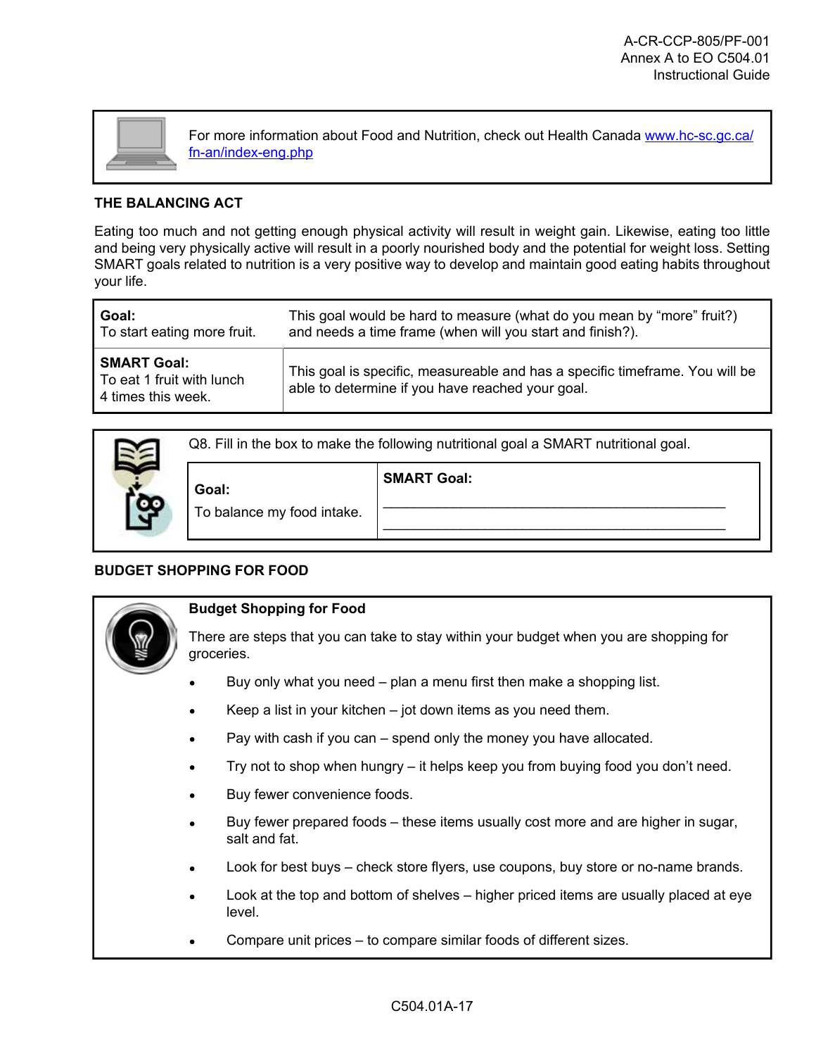For more information about Food and Nutrition, check out Health Canada [www.hc-sc.gc.ca/fn-an/index-eng.php](www.hc-sc.gc.ca/fn-an/index-eng.php)

## THE BALANCING ACT

Eating too much and not getting enough physical activity will result in weight gain. Likewise, eating too little and being very physically active will result in a poorly nourished body and the potential for weight loss. Setting SMART goals related to nutrition is a very positive way to develop and maintain good eating habits throughout your life.

| | |
|---|---|
| **Goal:** To start eating more fruit. | This goal would be hard to measure (what do you mean by "more" fruit?) and needs a time frame (when will you start and finish?). |
| **SMART Goal:** To eat 1 fruit with lunch 4 times this week. | This goal is specific, measureable and has a specific timeframe. You will be able to determine if you have reached your goal. |

Q8. Fill in the box to make the following nutritional goal a SMART nutritional goal.

| **Goal:** | **SMART Goal:** |
|---|---|
| To balance my food intake. | ____________________________________________ ____________________________________________ |

## BUDGET SHOPPING FOR FOOD

**Budget Shopping for Food**

There are steps that you can take to stay within your budget when you are shopping for groceries.

- Buy only what you need – plan a menu first then make a shopping list.
- Keep a list in your kitchen – jot down items as you need them.
- Pay with cash if you can – spend only the money you have allocated.
- Try not to shop when hungry – it helps keep you from buying food you don't need.
- Buy fewer convenience foods.
- Buy fewer prepared foods – these items usually cost more and are higher in sugar, salt and fat.
- Look for best buys – check store flyers, use coupons, buy store or no-name brands.
- Look at the top and bottom of shelves – higher priced items are usually placed at eye level.
- Compare unit prices – to compare similar foods of different sizes.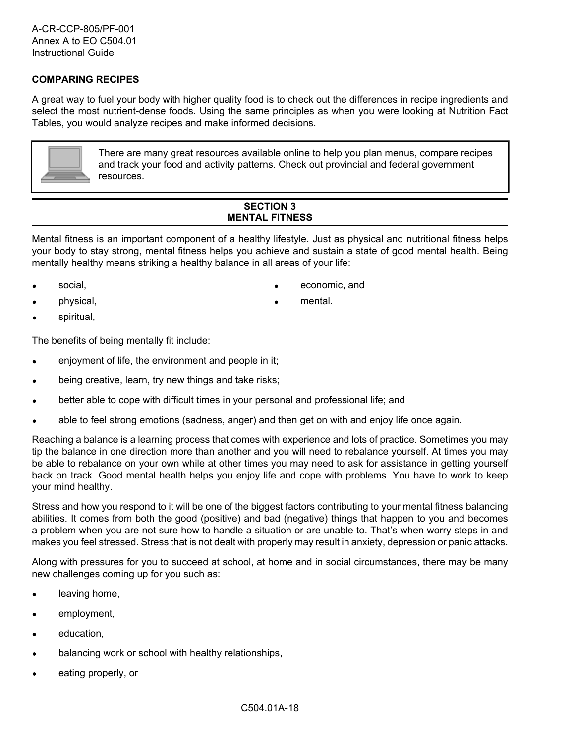**COMPARING RECIPES**

A great way to fuel your body with higher quality food is to check out the differences in recipe ingredients and select the most nutrient-dense foods. Using the same principles as when you were looking at Nutrition Fact Tables, you would analyze recipes and make informed decisions.

> There are many great resources available online to help you plan menus, compare recipes and track your food and activity patterns. Check out provincial and federal government resources.

## SECTION 3
## MENTAL FITNESS

Mental fitness is an important component of a healthy lifestyle. Just as physical and nutritional fitness helps your body to stay strong, mental fitness helps you achieve and sustain a state of good mental health. Being mentally healthy means striking a healthy balance in all areas of your life:

- social,
- physical,
- spiritual,
- economic, and
- mental.

The benefits of being mentally fit include:

- enjoyment of life, the environment and people in it;
- being creative, learn, try new things and take risks;
- better able to cope with difficult times in your personal and professional life; and
- able to feel strong emotions (sadness, anger) and then get on with and enjoy life once again.

Reaching a balance is a learning process that comes with experience and lots of practice. Sometimes you may tip the balance in one direction more than another and you will need to rebalance yourself. At times you may be able to rebalance on your own while at other times you may need to ask for assistance in getting yourself back on track. Good mental health helps you enjoy life and cope with problems. You have to work to keep your mind healthy.

Stress and how you respond to it will be one of the biggest factors contributing to your mental fitness balancing abilities. It comes from both the good (positive) and bad (negative) things that happen to you and becomes a problem when you are not sure how to handle a situation or are unable to. That's when worry steps in and makes you feel stressed. Stress that is not dealt with properly may result in anxiety, depression or panic attacks.

Along with pressures for you to succeed at school, at home and in social circumstances, there may be many new challenges coming up for you such as:

- leaving home,
- employment,
- education,
- balancing work or school with healthy relationships,
- eating properly, or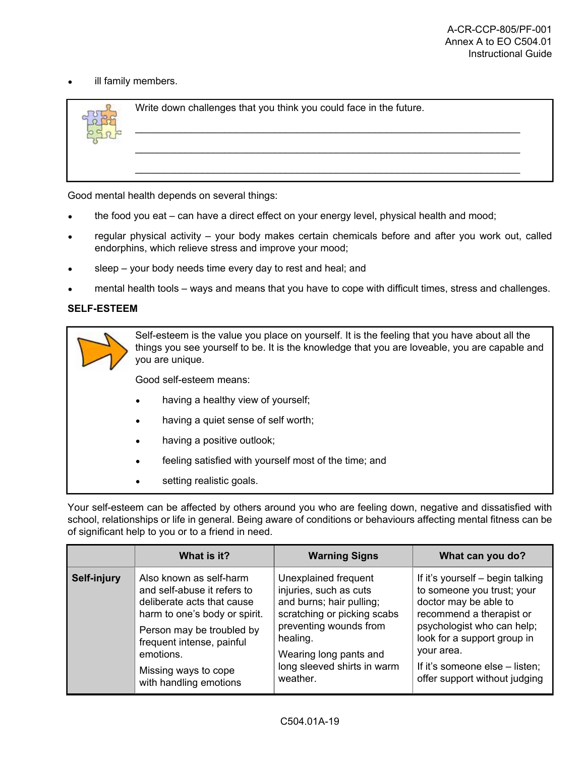- ill family members.

Write down challenges that you think you could face in the future.

\_\_\_\_\_\_\_\_\_\_\_\_\_\_\_\_\_\_\_\_\_\_\_\_\_\_\_\_\_\_\_\_\_\_\_\_\_\_\_\_\_\_\_\_\_\_\_\_\_\_\_\_\_\_\_\_\_\_\_\_\_\_\_\_\_\_

\_\_\_\_\_\_\_\_\_\_\_\_\_\_\_\_\_\_\_\_\_\_\_\_\_\_\_\_\_\_\_\_\_\_\_\_\_\_\_\_\_\_\_\_\_\_\_\_\_\_\_\_\_\_\_\_\_\_\_\_\_\_\_\_\_\_

\_\_\_\_\_\_\_\_\_\_\_\_\_\_\_\_\_\_\_\_\_\_\_\_\_\_\_\_\_\_\_\_\_\_\_\_\_\_\_\_\_\_\_\_\_\_\_\_\_\_\_\_\_\_\_\_\_\_\_\_\_\_\_\_\_\_

Good mental health depends on several things:

- the food you eat – can have a direct effect on your energy level, physical health and mood;
- regular physical activity – your body makes certain chemicals before and after you work out, called endorphins, which relieve stress and improve your mood;
- sleep – your body needs time every day to rest and heal; and
- mental health tools – ways and means that you have to cope with difficult times, stress and challenges.

**SELF-ESTEEM**

Self-esteem is the value you place on yourself. It is the feeling that you have about all the things you see yourself to be. It is the knowledge that you are loveable, you are capable and you are unique.

Good self-esteem means:

- having a healthy view of yourself;
- having a quiet sense of self worth;
- having a positive outlook;
- feeling satisfied with yourself most of the time; and
- setting realistic goals.

Your self-esteem can be affected by others around you who are feeling down, negative and dissatisfied with school, relationships or life in general. Being aware of conditions or behaviours affecting mental fitness can be of significant help to you or to a friend in need.

| | What is it? | Warning Signs | What can you do? |
|---|---|---|---|
| **Self-injury** | Also known as self-harm and self-abuse it refers to deliberate acts that cause harm to one's body or spirit.<br>Person may be troubled by frequent intense, painful emotions.<br>Missing ways to cope with handling emotions | Unexplained frequent injuries, such as cuts and burns; hair pulling; scratching or picking scabs preventing wounds from healing.<br>Wearing long pants and long sleeved shirts in warm weather. | If it's yourself – begin talking to someone you trust; your doctor may be able to recommend a therapist or psychologist who can help; look for a support group in your area.<br>If it's someone else – listen; offer support without judging |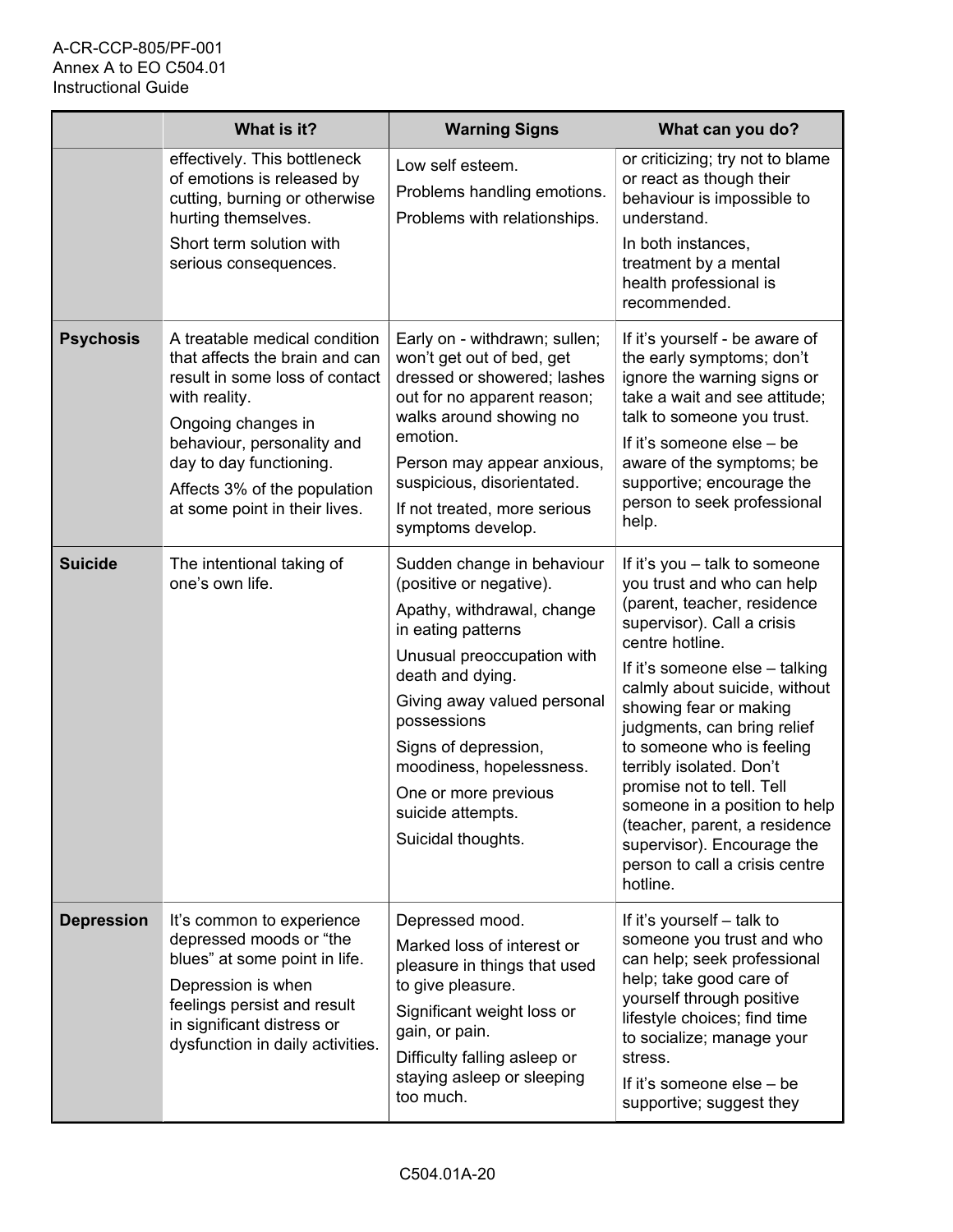| | What is it? | Warning Signs | What can you do? |
|---|---|---|---|
| | effectively. This bottleneck of emotions is released by cutting, burning or otherwise hurting themselves.<br><br>Short term solution with serious consequences. | Low self esteem.<br><br>Problems handling emotions.<br><br>Problems with relationships. | or criticizing; try not to blame or react as though their behaviour is impossible to understand.<br><br>In both instances, treatment by a mental health professional is recommended. |
| **Psychosis** | A treatable medical condition that affects the brain and can result in some loss of contact with reality.<br><br>Ongoing changes in behaviour, personality and day to day functioning.<br><br>Affects 3% of the population at some point in their lives. | Early on - withdrawn; sullen; won't get out of bed, get dressed or showered; lashes out for no apparent reason; walks around showing no emotion.<br><br>Person may appear anxious, suspicious, disorientated.<br><br>If not treated, more serious symptoms develop. | If it's yourself - be aware of the early symptoms; don't ignore the warning signs or take a wait and see attitude; talk to someone you trust.<br><br>If it's someone else – be aware of the symptoms; be supportive; encourage the person to seek professional help. |
| **Suicide** | The intentional taking of one's own life. | Sudden change in behaviour (positive or negative).<br><br>Apathy, withdrawal, change in eating patterns<br><br>Unusual preoccupation with death and dying.<br><br>Giving away valued personal possessions<br><br>Signs of depression, moodiness, hopelessness.<br><br>One or more previous suicide attempts.<br><br>Suicidal thoughts. | If it's you – talk to someone you trust and who can help (parent, teacher, residence supervisor). Call a crisis centre hotline.<br><br>If it's someone else – talking calmly about suicide, without showing fear or making judgments, can bring relief to someone who is feeling terribly isolated. Don't promise not to tell. Tell someone in a position to help (teacher, parent, a residence supervisor). Encourage the person to call a crisis centre hotline. |
| **Depression** | It's common to experience depressed moods or "the blues" at some point in life.<br><br>Depression is when feelings persist and result in significant distress or dysfunction in daily activities. | Depressed mood.<br><br>Marked loss of interest or pleasure in things that used to give pleasure.<br><br>Significant weight loss or gain, or pain.<br><br>Difficulty falling asleep or staying asleep or sleeping too much. | If it's yourself – talk to someone you trust and who can help; seek professional help; take good care of yourself through positive lifestyle choices; find time to socialize; manage your stress.<br><br>If it's someone else – be supportive; suggest they |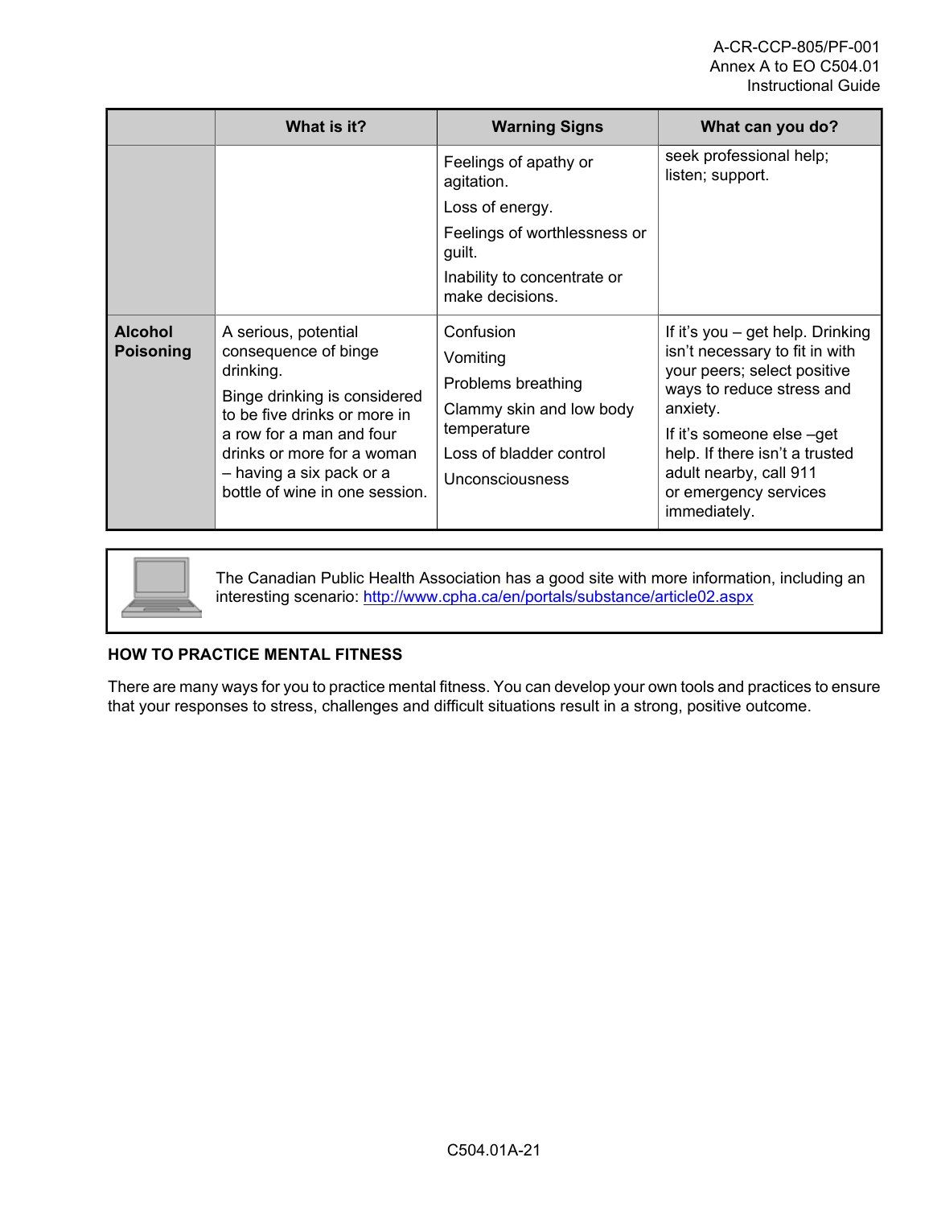|  | What is it? | Warning Signs | What can you do? |
|---|---|---|---|
|  |  | Feelings of apathy or agitation.<br>Loss of energy.<br>Feelings of worthlessness or guilt.<br>Inability to concentrate or make decisions. | seek professional help; listen; support. |
| **Alcohol Poisoning** | A serious, potential consequence of binge drinking.<br>Binge drinking is considered to be five drinks or more in a row for a man and four drinks or more for a woman – having a six pack or a bottle of wine in one session. | Confusion<br>Vomiting<br>Problems breathing<br>Clammy skin and low body temperature<br>Loss of bladder control<br>Unconsciousness | If it's you – get help. Drinking isn't necessary to fit in with your peers; select positive ways to reduce stress and anxiety.<br>If it's someone else –get help. If there isn't a trusted adult nearby, call 911 or emergency services immediately. |

The Canadian Public Health Association has a good site with more information, including an interesting scenario: http://www.cpha.ca/en/portals/substance/article02.aspx

**HOW TO PRACTICE MENTAL FITNESS**

There are many ways for you to practice mental fitness. You can develop your own tools and practices to ensure that your responses to stress, challenges and difficult situations result in a strong, positive outcome.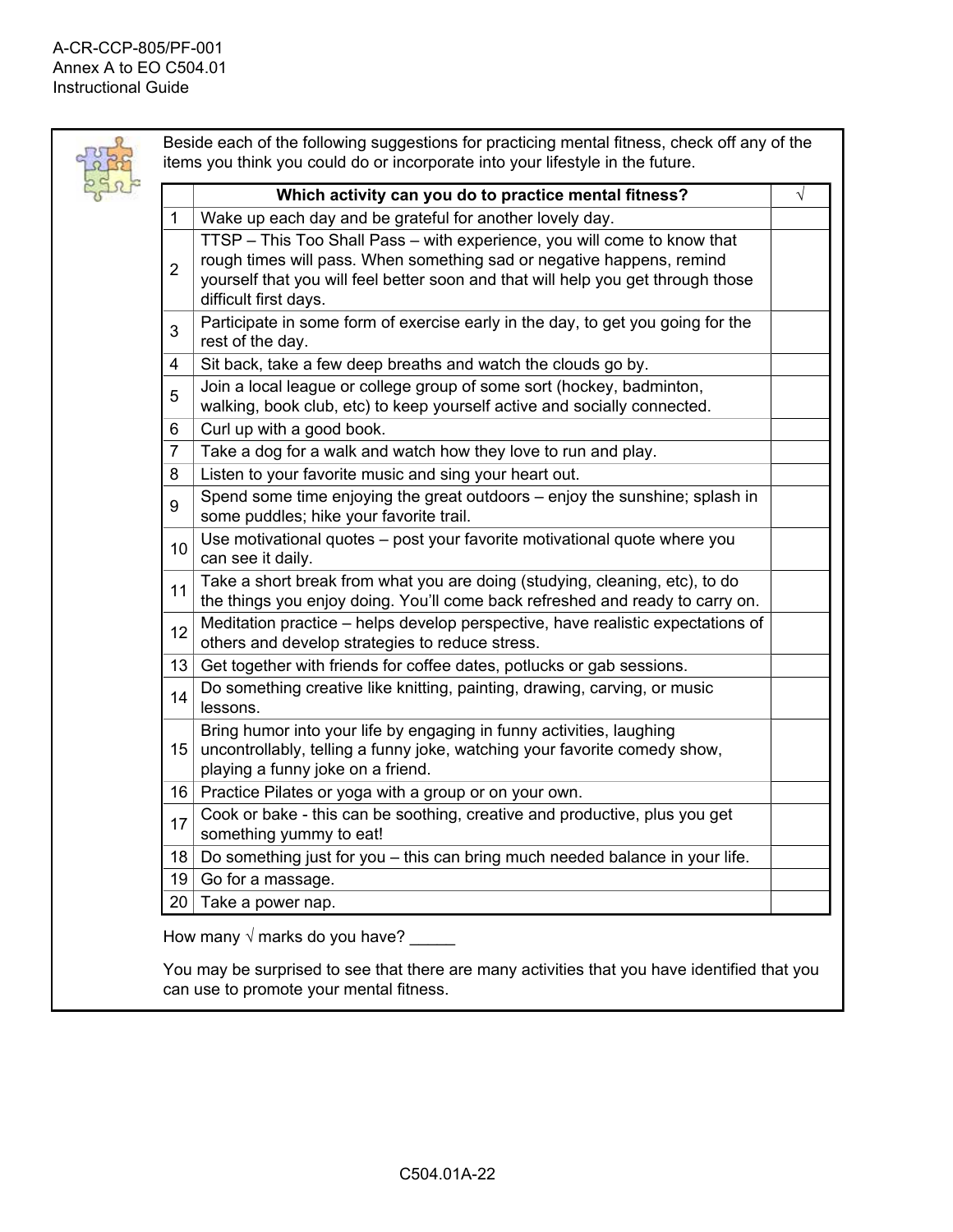Beside each of the following suggestions for practicing mental fitness, check off any of the items you think you could do or incorporate into your lifestyle in the future.

| | Which activity can you do to practice mental fitness? | √ |
|---|---|---|
| 1 | Wake up each day and be grateful for another lovely day. | |
| 2 | TTSP – This Too Shall Pass – with experience, you will come to know that rough times will pass. When something sad or negative happens, remind yourself that you will feel better soon and that will help you get through those difficult first days. | |
| 3 | Participate in some form of exercise early in the day, to get you going for the rest of the day. | |
| 4 | Sit back, take a few deep breaths and watch the clouds go by. | |
| 5 | Join a local league or college group of some sort (hockey, badminton, walking, book club, etc) to keep yourself active and socially connected. | |
| 6 | Curl up with a good book. | |
| 7 | Take a dog for a walk and watch how they love to run and play. | |
| 8 | Listen to your favorite music and sing your heart out. | |
| 9 | Spend some time enjoying the great outdoors – enjoy the sunshine; splash in some puddles; hike your favorite trail. | |
| 10 | Use motivational quotes – post your favorite motivational quote where you can see it daily. | |
| 11 | Take a short break from what you are doing (studying, cleaning, etc), to do the things you enjoy doing. You'll come back refreshed and ready to carry on. | |
| 12 | Meditation practice – helps develop perspective, have realistic expectations of others and develop strategies to reduce stress. | |
| 13 | Get together with friends for coffee dates, potlucks or gab sessions. | |
| 14 | Do something creative like knitting, painting, drawing, carving, or music lessons. | |
| 15 | Bring humor into your life by engaging in funny activities, laughing uncontrollably, telling a funny joke, watching your favorite comedy show, playing a funny joke on a friend. | |
| 16 | Practice Pilates or yoga with a group or on your own. | |
| 17 | Cook or bake - this can be soothing, creative and productive, plus you get something yummy to eat! | |
| 18 | Do something just for you – this can bring much needed balance in your life. | |
| 19 | Go for a massage. | |
| 20 | Take a power nap. | |

How many √ marks do you have? _____

You may be surprised to see that there are many activities that you have identified that you can use to promote your mental fitness.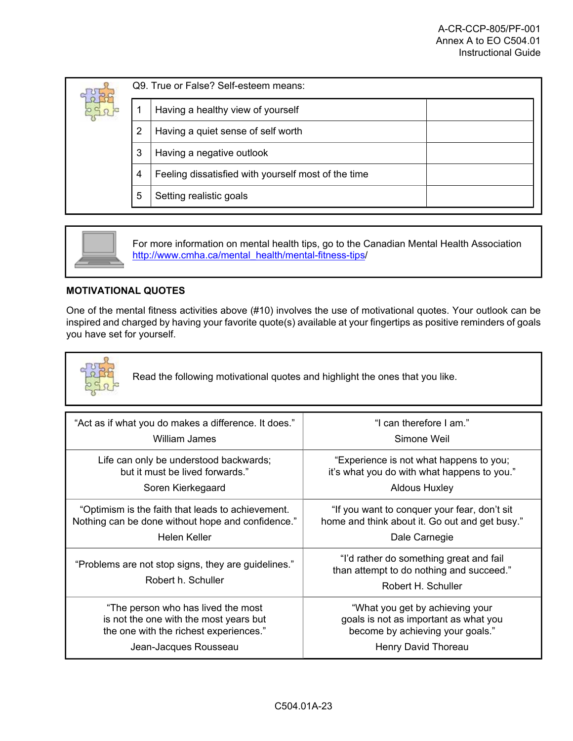Q9. True or False? Self-esteem means:

| | | |
|---|---|---|
| 1 | Having a healthy view of yourself | |
| 2 | Having a quiet sense of self worth | |
| 3 | Having a negative outlook | |
| 4 | Feeling dissatisfied with yourself most of the time | |
| 5 | Setting realistic goals | |

For more information on mental health tips, go to the Canadian Mental Health Association http://www.cmha.ca/mental_health/mental-fitness-tips/

**MOTIVATIONAL QUOTES**

One of the mental fitness activities above (#10) involves the use of motivational quotes. Your outlook can be inspired and charged by having your favorite quote(s) available at your fingertips as positive reminders of goals you have set for yourself.

Read the following motivational quotes and highlight the ones that you like.

| | |
|---|---|
| "Act as if what you do makes a difference. It does." William James | "I can therefore I am." Simone Weil |
| Life can only be understood backwards; but it must be lived forwards." Soren Kierkegaard | "Experience is not what happens to you; it's what you do with what happens to you." Aldous Huxley |
| "Optimism is the faith that leads to achievement. Nothing can be done without hope and confidence." Helen Keller | "If you want to conquer your fear, don't sit home and think about it. Go out and get busy." Dale Carnegie |
| "Problems are not stop signs, they are guidelines." Robert h. Schuller | "I'd rather do something great and fail than attempt to do nothing and succeed." Robert H. Schuller |
| "The person who has lived the most is not the one with the most years but the one with the richest experiences." Jean-Jacques Rousseau | "What you get by achieving your goals is not as important as what you become by achieving your goals." Henry David Thoreau |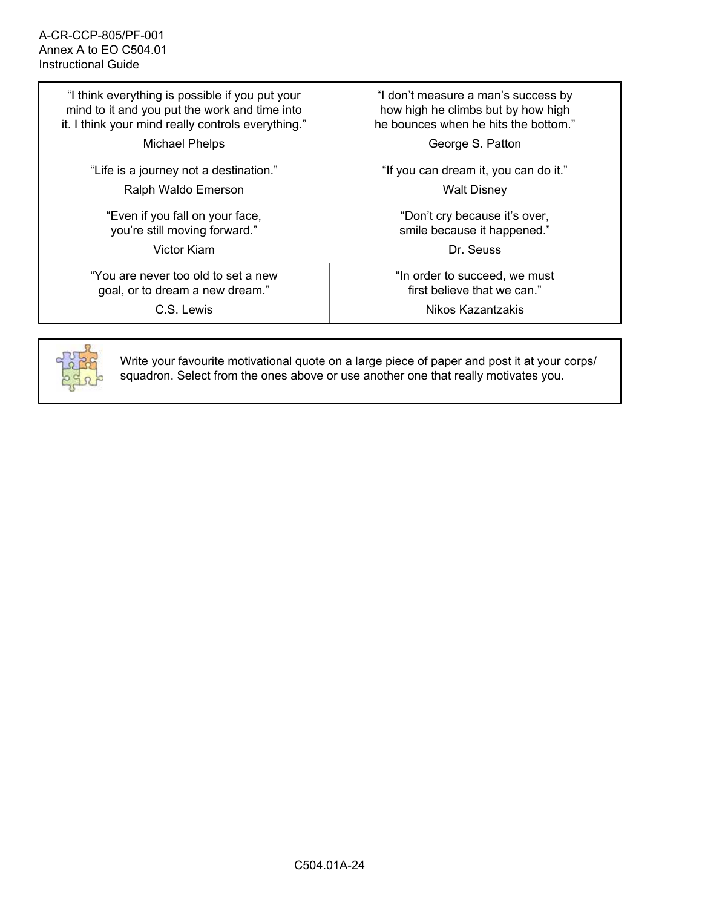| | |
|---|---|
| "I think everything is possible if you put your mind to it and you put the work and time into it. I think your mind really controls everything." Michael Phelps | "I don't measure a man's success by how high he climbs but by how high he bounces when he hits the bottom." George S. Patton |
| "Life is a journey not a destination." Ralph Waldo Emerson | "If you can dream it, you can do it." Walt Disney |
| "Even if you fall on your face, you're still moving forward." Victor Kiam | "Don't cry because it's over, smile because it happened." Dr. Seuss |
| "You are never too old to set a new goal, or to dream a new dream." C.S. Lewis | "In order to succeed, we must first believe that we can." Nikos Kazantzakis |

Write your favourite motivational quote on a large piece of paper and post it at your corps/squadron. Select from the ones above or use another one that really motivates you.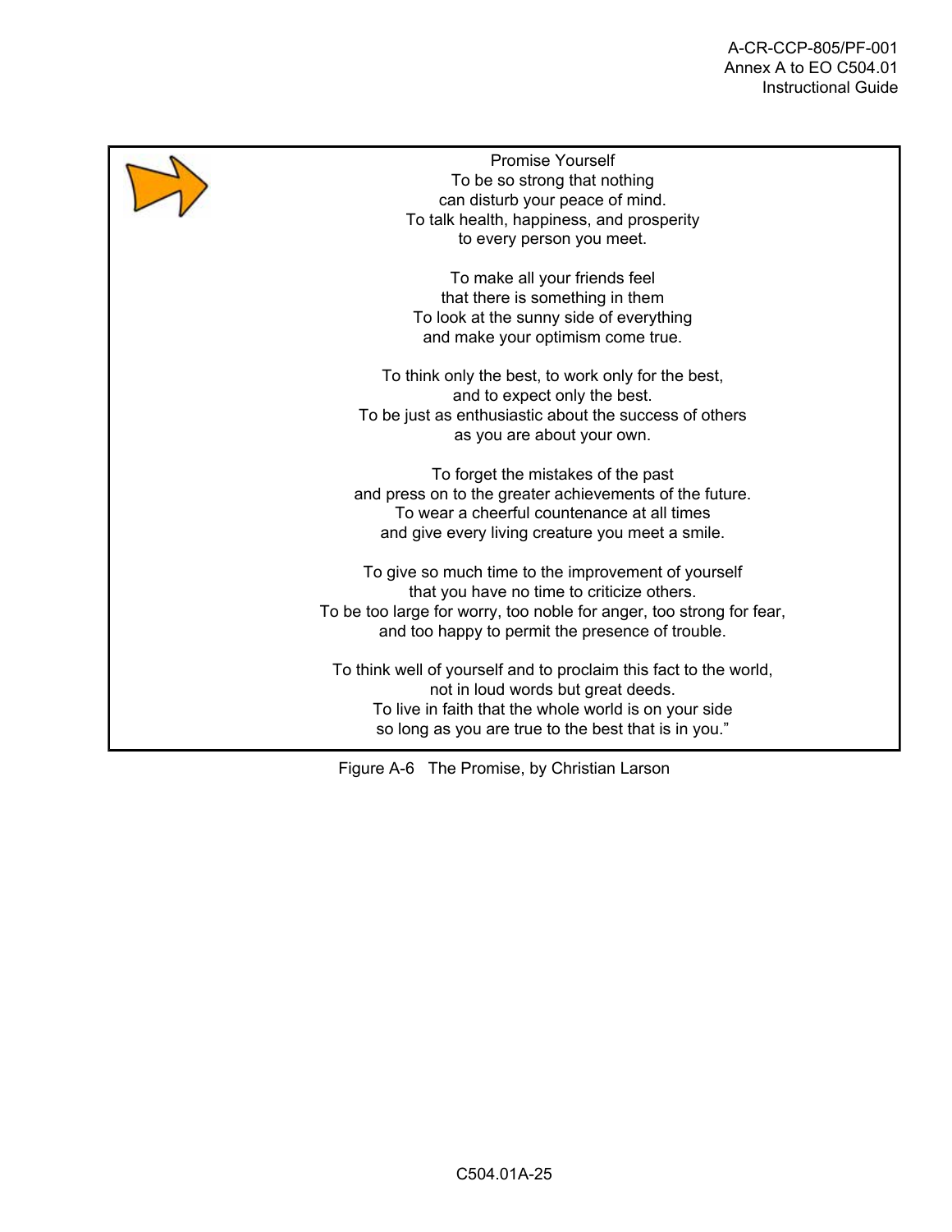Promise Yourself
To be so strong that nothing
can disturb your peace of mind.
To talk health, happiness, and prosperity
to every person you meet.

To make all your friends feel
that there is something in them
To look at the sunny side of everything
and make your optimism come true.

To think only the best, to work only for the best,
and to expect only the best.
To be just as enthusiastic about the success of others
as you are about your own.

To forget the mistakes of the past
and press on to the greater achievements of the future.
To wear a cheerful countenance at all times
and give every living creature you meet a smile.

To give so much time to the improvement of yourself
that you have no time to criticize others.
To be too large for worry, too noble for anger, too strong for fear,
and too happy to permit the presence of trouble.

To think well of yourself and to proclaim this fact to the world,
not in loud words but great deeds.
To live in faith that the whole world is on your side
so long as you are true to the best that is in you."

Figure A-6 The Promise, by Christian Larson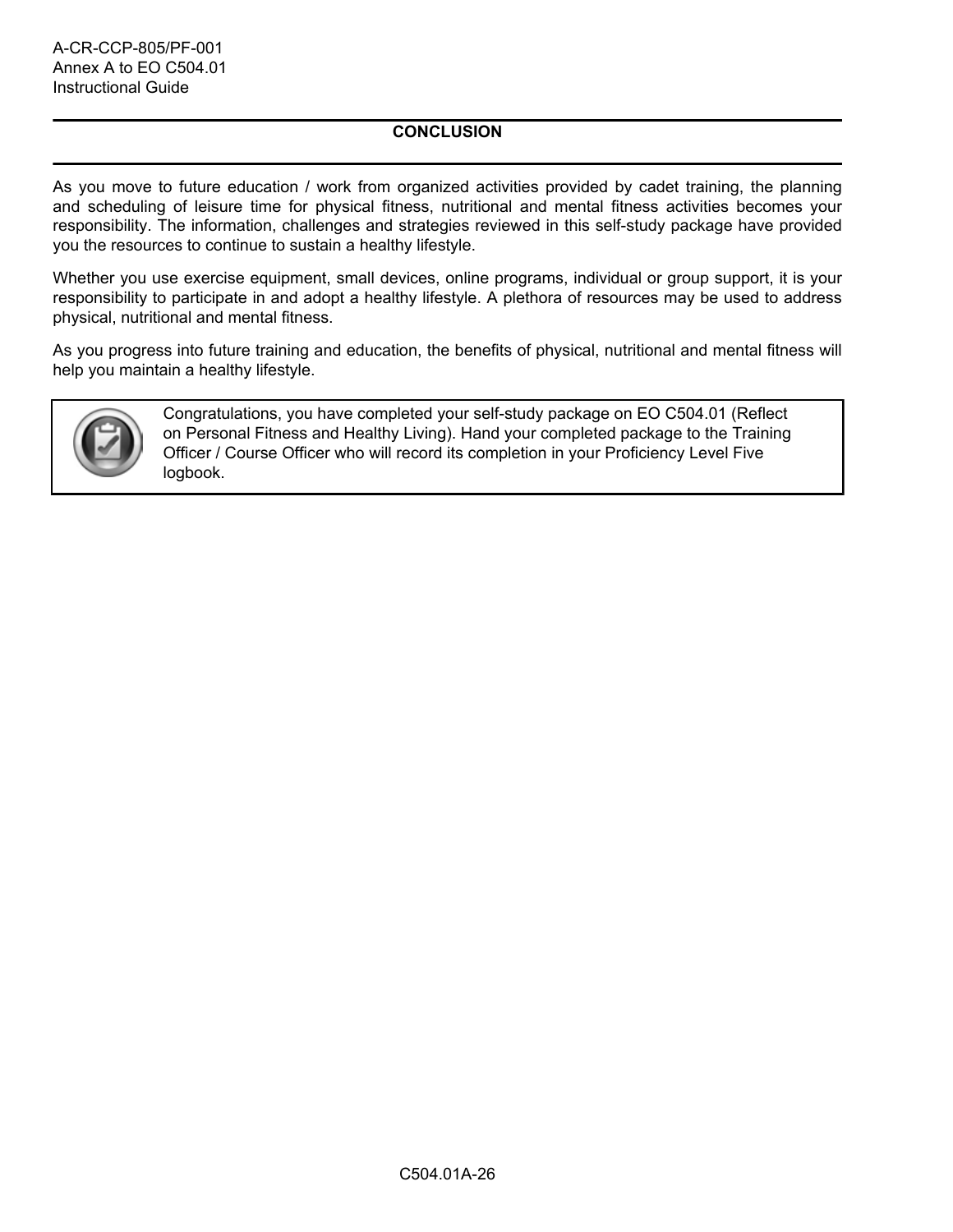## CONCLUSION

As you move to future education / work from organized activities provided by cadet training, the planning and scheduling of leisure time for physical fitness, nutritional and mental fitness activities becomes your responsibility. The information, challenges and strategies reviewed in this self-study package have provided you the resources to continue to sustain a healthy lifestyle.

Whether you use exercise equipment, small devices, online programs, individual or group support, it is your responsibility to participate in and adopt a healthy lifestyle. A plethora of resources may be used to address physical, nutritional and mental fitness.

As you progress into future training and education, the benefits of physical, nutritional and mental fitness will help you maintain a healthy lifestyle.

> Congratulations, you have completed your self-study package on EO C504.01 (Reflect on Personal Fitness and Healthy Living). Hand your completed package to the Training Officer / Course Officer who will record its completion in your Proficiency Level Five logbook.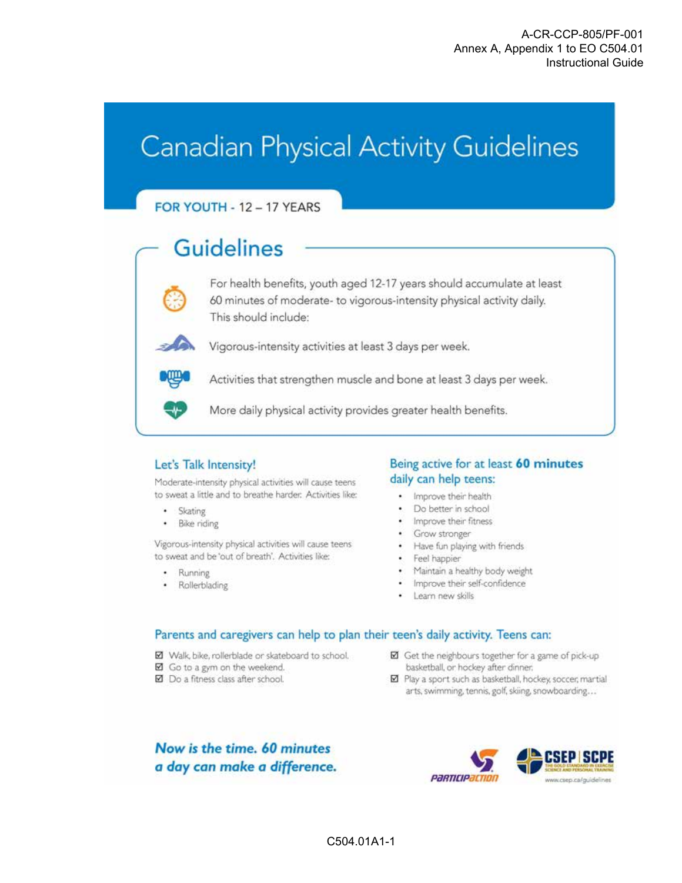# Canadian Physical Activity Guidelines

## FOR YOUTH - 12 – 17 YEARS

## Guidelines

For health benefits, youth aged 12-17 years should accumulate at least 60 minutes of moderate- to vigorous-intensity physical activity daily. This should include:

Vigorous-intensity activities at least 3 days per week.

Activities that strengthen muscle and bone at least 3 days per week.

More daily physical activity provides greater health benefits.

### Let's Talk Intensity!

Moderate-intensity physical activities will cause teens to sweat a little and to breathe harder. Activities like:

- Skating
- Bike riding

Vigorous-intensity physical activities will cause teens to sweat and be 'out of breath'. Activities like:

- Running
- Rollerblading

### Being active for at least **60 minutes** daily can help teens:

- Improve their health
- Do better in school
- Improve their fitness
- Grow stronger
- Have fun playing with friends
- Feel happier
- Maintain a healthy body weight
- Improve their self-confidence
- Learn new skills

### Parents and caregivers can help to plan their teen's daily activity. Teens can:

☑ Walk, bike, rollerblade or skateboard to school.
☑ Go to a gym on the weekend.
☑ Do a fitness class after school.
☑ Get the neighbours together for a game of pick-up basketball, or hockey after dinner.
☑ Play a sport such as basketball, hockey, soccer, martial arts, swimming, tennis, golf, skiing, snowboarding…

***Now is the time. 60 minutes a day can make a difference.***

PARTICIPACTION

CSEP | SCPE
THE GOLD STANDARD IN EXERCISE SCIENCE AND PERSONAL TRAINING

www.csep.ca/guidelines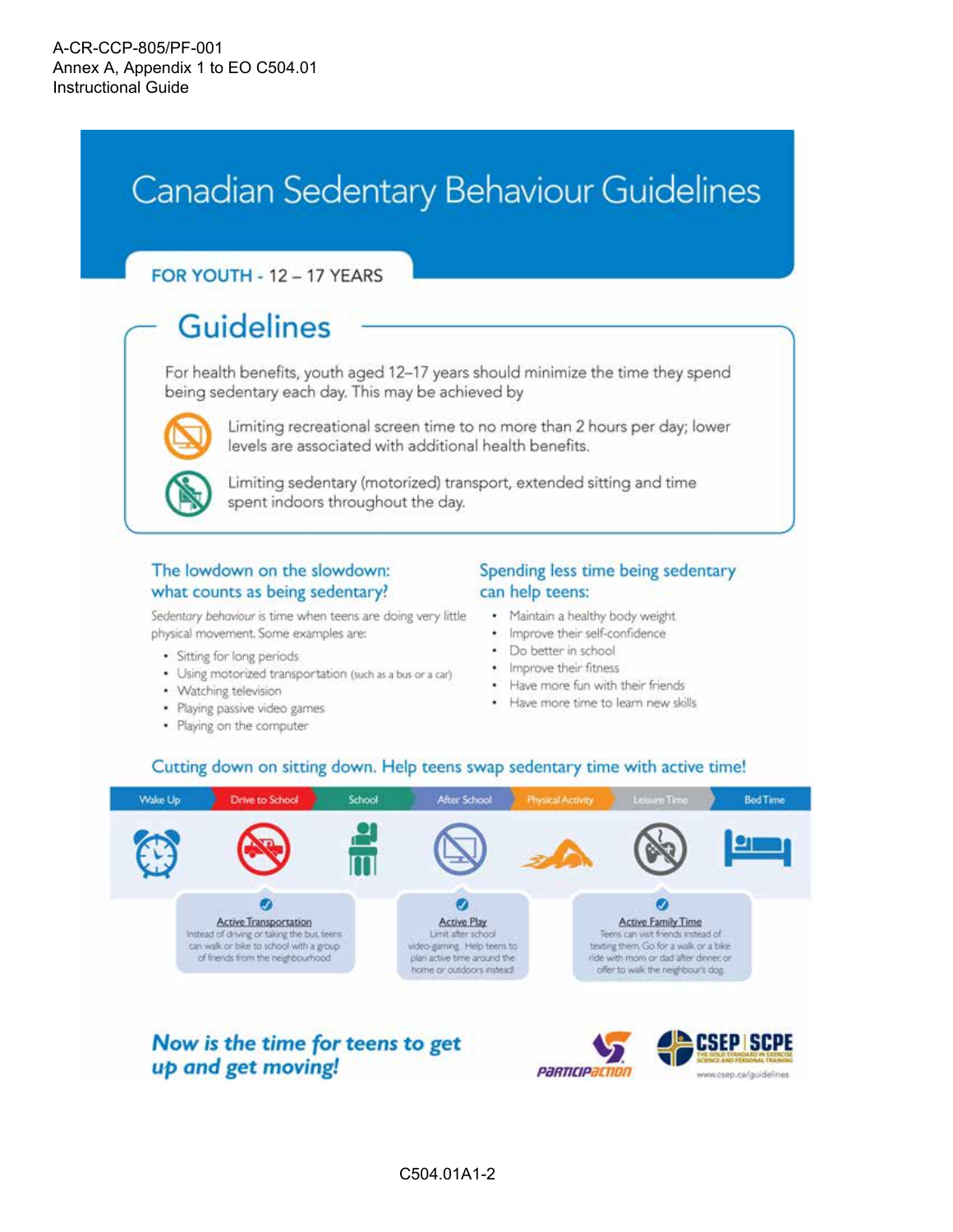# Canadian Sedentary Behaviour Guidelines

**FOR YOUTH - 12 – 17 YEARS**

## Guidelines

For health benefits, youth aged 12–17 years should minimize the time they spend being sedentary each day. This may be achieved by

- Limiting recreational screen time to no more than 2 hours per day; lower levels are associated with additional health benefits.
- Limiting sedentary (motorized) transport, extended sitting and time spent indoors throughout the day.

### The lowdown on the slowdown: what counts as being sedentary?

*Sedentary behaviour* is time when teens are doing very little physical movement. Some examples are:

- Sitting for long periods
- Using motorized transportation (such as a bus or a car)
- Watching television
- Playing passive video games
- Playing on the computer

### Spending less time being sedentary can help teens:

- Maintain a healthy body weight
- Improve their self-confidence
- Do better in school
- Improve their fitness
- Have more fun with their friends
- Have more time to learn new skills

### Cutting down on sitting down. Help teens swap sedentary time with active time!

Wake Up | Drive to School | School | After School | Physical Activity | Leisure Time | Bed Time

**Active Transportation**
Instead of driving or taking the bus, teens can walk or bike to school with a group of friends from the neighbourhood

**Active Play**
Limit after school video-gaming. Help teens to plan active time around the home or outdoors instead!

**Active Family Time**
Teens can visit friends instead of texting them. Go for a walk or a bike ride with mom or dad after dinner, or offer to walk the neighbour's dog.

***Now is the time for teens to get up and get moving!***

PARTICIPACTION

CSEP | SCPE — THE GOLD STANDARD IN EXERCISE SCIENCE AND PERSONAL TRAINING

www.csep.ca/guidelines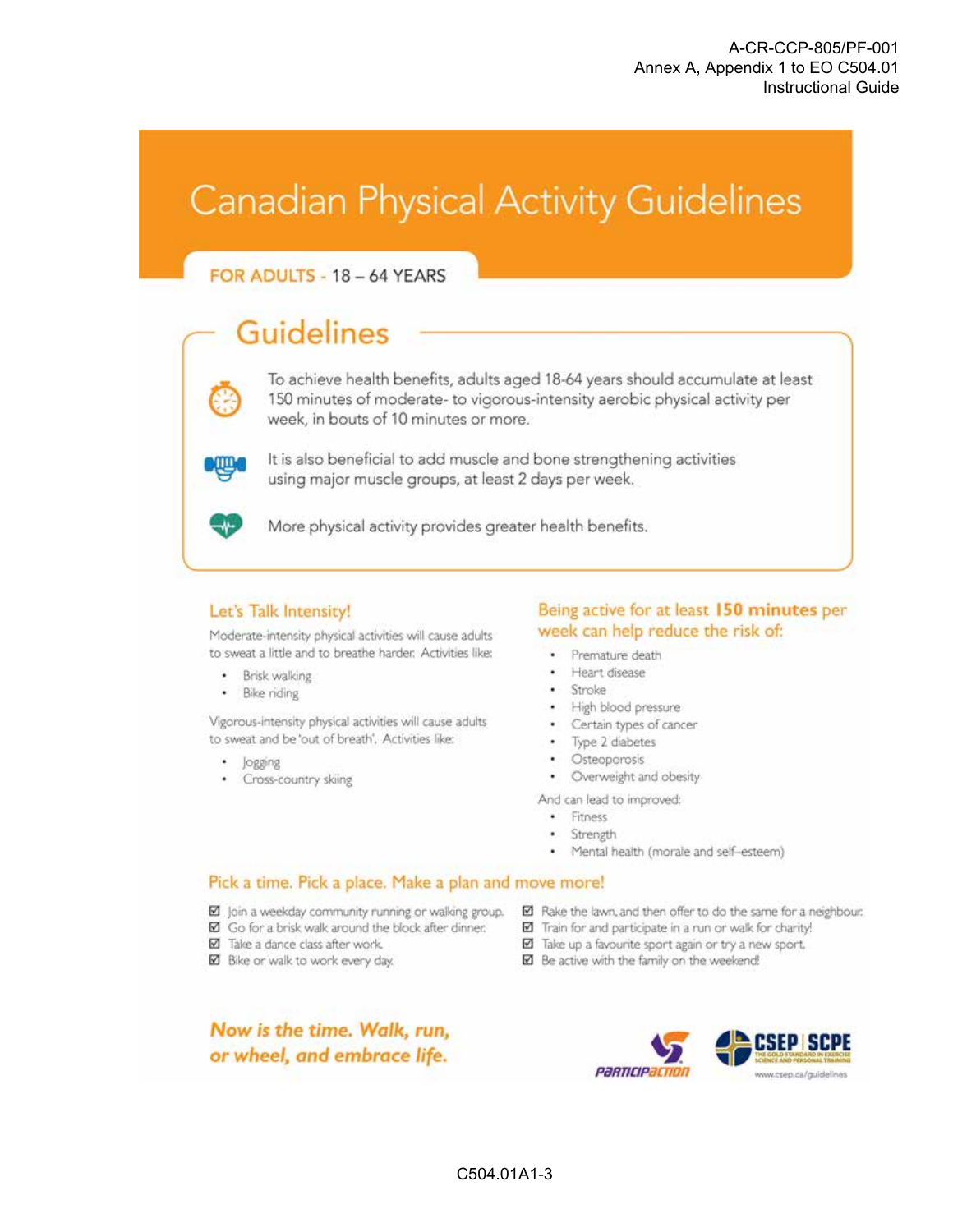# Canadian Physical Activity Guidelines

## FOR ADULTS - 18 – 64 YEARS

## Guidelines

To achieve health benefits, adults aged 18-64 years should accumulate at least 150 minutes of moderate- to vigorous-intensity aerobic physical activity per week, in bouts of 10 minutes or more.

It is also beneficial to add muscle and bone strengthening activities using major muscle groups, at least 2 days per week.

More physical activity provides greater health benefits.

### Let's Talk Intensity!

Moderate-intensity physical activities will cause adults to sweat a little and to breathe harder. Activities like:

- Brisk walking
- Bike riding

Vigorous-intensity physical activities will cause adults to sweat and be 'out of breath'. Activities like:

- Jogging
- Cross-country skiing

### Being active for at least **150 minutes** per week can help reduce the risk of:

- Premature death
- Heart disease
- Stroke
- High blood pressure
- Certain types of cancer
- Type 2 diabetes
- Osteoporosis
- Overweight and obesity

And can lead to improved:

- Fitness
- Strength
- Mental health (morale and self-esteem)

### Pick a time. Pick a place. Make a plan and move more!

- ☑ Join a weekday community running or walking group.
- ☑ Go for a brisk walk around the block after dinner.
- ☑ Take a dance class after work.
- ☑ Bike or walk to work every day.
- ☑ Rake the lawn, and then offer to do the same for a neighbour.
- ☑ Train for and participate in a run or walk for charity!
- ☑ Take up a favourite sport again or try a new sport.
- ☑ Be active with the family on the weekend!

***Now is the time. Walk, run, or wheel, and embrace life.***

PARTICIPACTION

CSEP | SCPE — THE GOLD STANDARD IN EXERCISE SCIENCE AND PERSONAL TRAINING

www.csep.ca/guidelines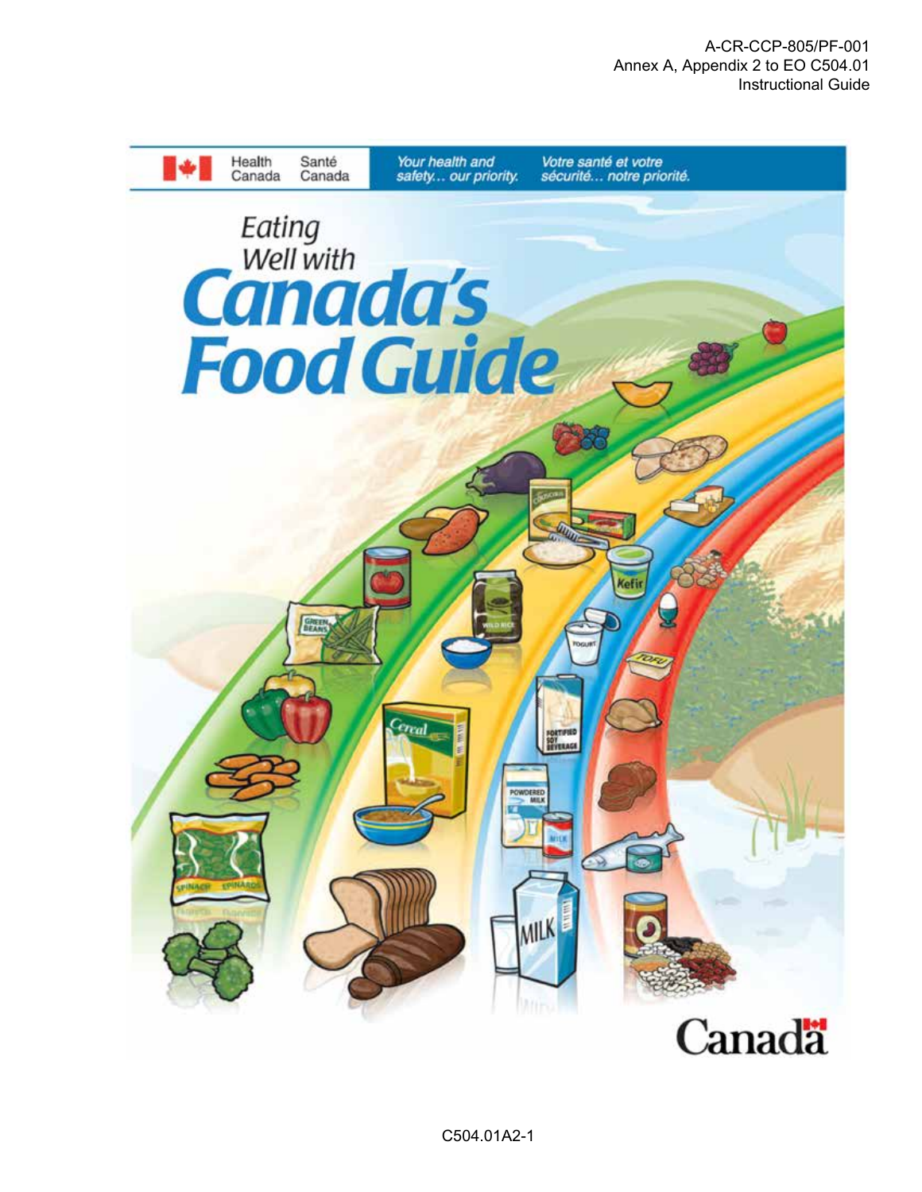Health Canada | Santé Canada | *Your health and safety... our priority.* | *Votre santé et votre sécurité... notre priorité.*

# Eating Well with Canada's Food Guide

Canada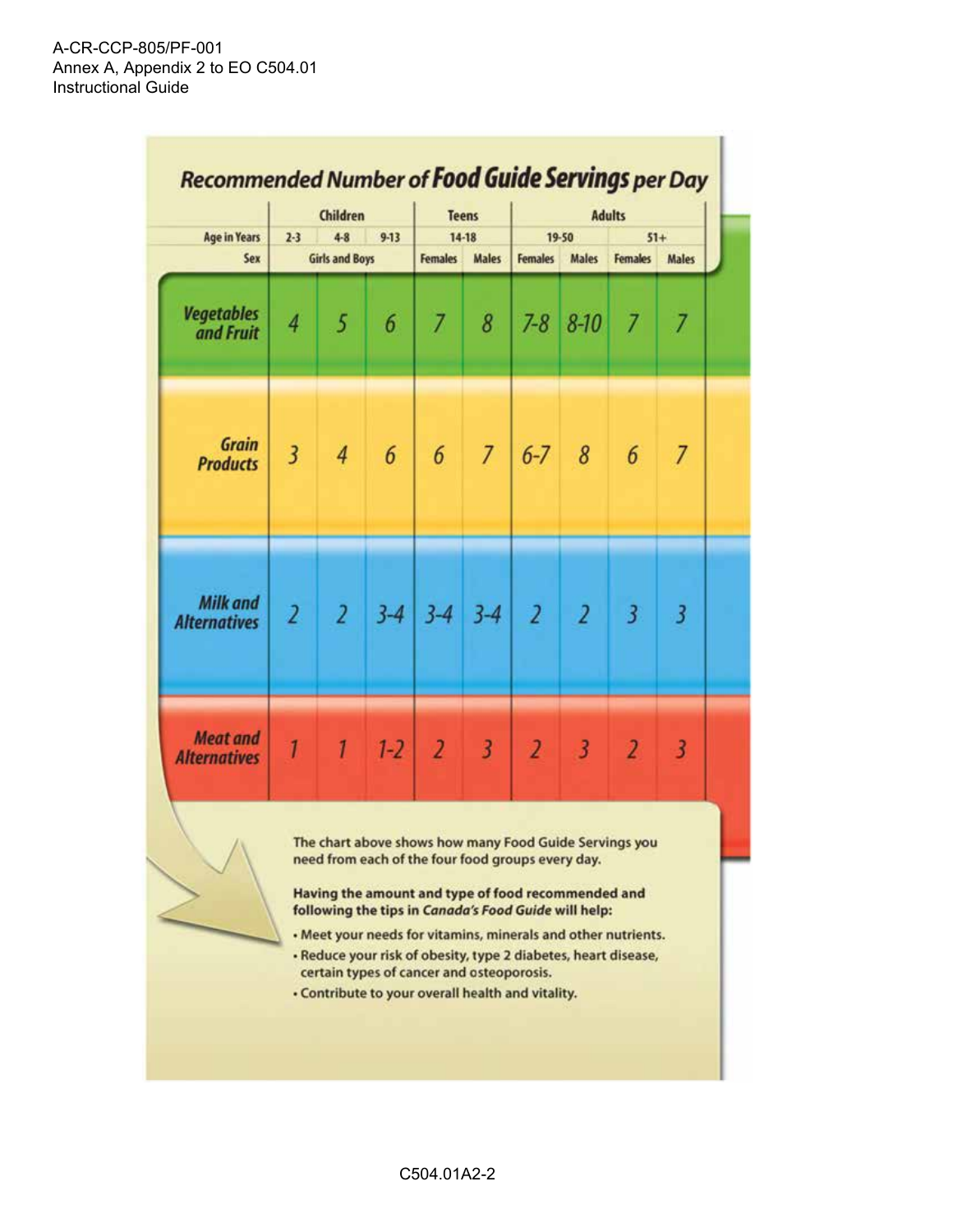## Recommended Number of Food Guide Servings per Day

| | Children | | | Teens | | Adults | | | |
|---|---|---|---|---|---|---|---|---|---|
| **Age in Years** | 2-3 | 4-8 | 9-13 | 14-18 | | 19-50 | | 51+ | |
| **Sex** | Girls and Boys | | | Females | Males | Females | Males | Females | Males |
| **Vegetables and Fruit** | 4 | 5 | 6 | 7 | 8 | 7-8 | 8-10 | 7 | 7 |
| **Grain Products** | 3 | 4 | 6 | 6 | 7 | 6-7 | 8 | 6 | 7 |
| **Milk and Alternatives** | 2 | 2 | 3-4 | 3-4 | 3-4 | 2 | 2 | 3 | 3 |
| **Meat and Alternatives** | 1 | 1 | 1-2 | 2 | 3 | 2 | 3 | 2 | 3 |

The chart above shows how many Food Guide Servings you need from each of the four food groups every day.

**Having the amount and type of food recommended and following the tips in *Canada's Food Guide* will help:**

- Meet your needs for vitamins, minerals and other nutrients.
- Reduce your risk of obesity, type 2 diabetes, heart disease, certain types of cancer and osteoporosis.
- Contribute to your overall health and vitality.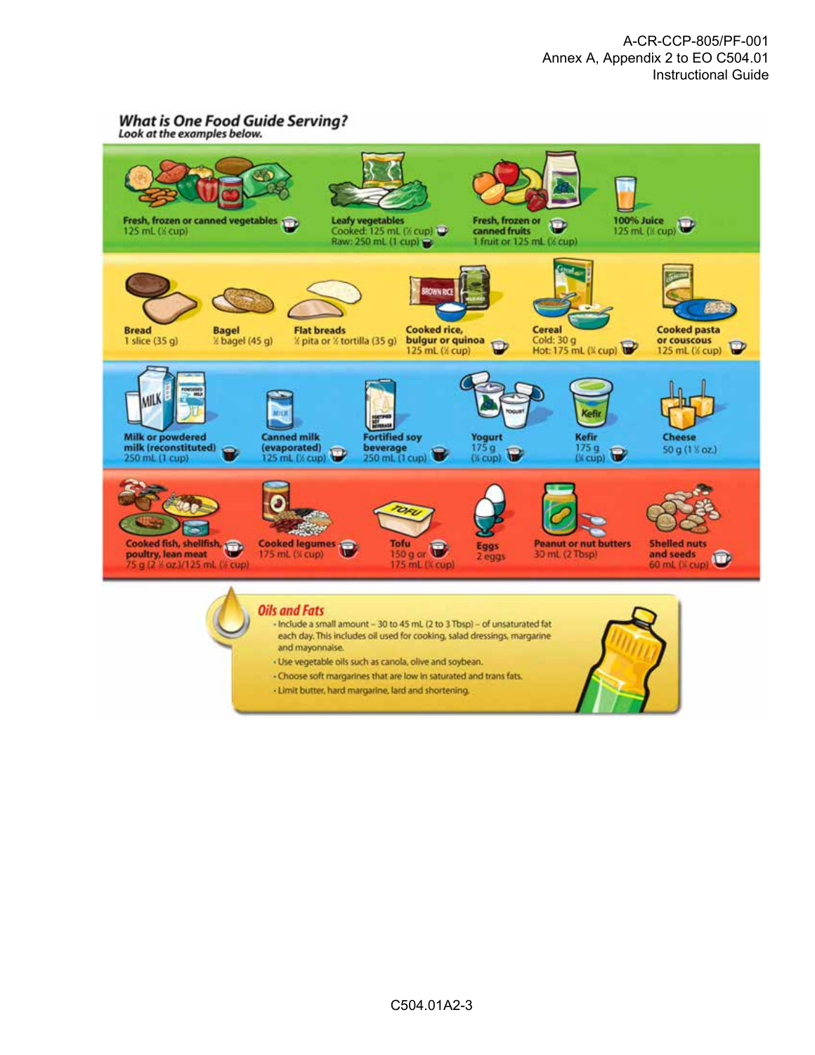## What is One Food Guide Serving?

*Look at the examples below.*

**Vegetables and Fruit**

- **Fresh, frozen or canned vegetables** 125 mL (½ cup)
- **Leafy vegetables** Cooked: 125 mL (½ cup) Raw: 250 mL (1 cup)
- **Fresh, frozen or canned fruits** 1 fruit or 125 mL (½ cup)
- **100% Juice** 125 mL (½ cup)

**Grain Products**

- **Bread** 1 slice (35 g)
- **Bagel** ½ bagel (45 g)
- **Flat breads** ½ pita or ½ tortilla (35 g)
- **Cooked rice, bulgur or quinoa** 125 mL (½ cup)
- **Cereal** Cold: 30 g Hot: 175 mL (¾ cup)
- **Cooked pasta or couscous** 125 mL (½ cup)

**Milk and Alternatives**

- **Milk or powdered milk (reconstituted)** 250 mL (1 cup)
- **Canned milk (evaporated)** 125 mL (½ cup)
- **Fortified soy beverage** 250 mL (1 cup)
- **Yogurt** 175 g (¾ cup)
- **Kefir** 175 g (¾ cup)
- **Cheese** 50 g (1 ½ oz.)

**Meat and Alternatives**

- **Cooked fish, shellfish, poultry, lean meat** 75 g (2 ½ oz.)/125 mL (½ cup)
- **Cooked legumes** 175 mL (¾ cup)
- **Tofu** 150 g or 175 mL (¾ cup)
- **Eggs** 2 eggs
- **Peanut or nut butters** 30 mL (2 Tbsp)
- **Shelled nuts and seeds** 60 mL (¼ cup)

### Oils and Fats

- Include a small amount – 30 to 45 mL (2 to 3 Tbsp) – of unsaturated fat each day. This includes oil used for cooking, salad dressings, margarine and mayonnaise.
- Use vegetable oils such as canola, olive and soybean.
- Choose soft margarines that are low in saturated and trans fats.
- Limit butter, hard margarine, lard and shortening.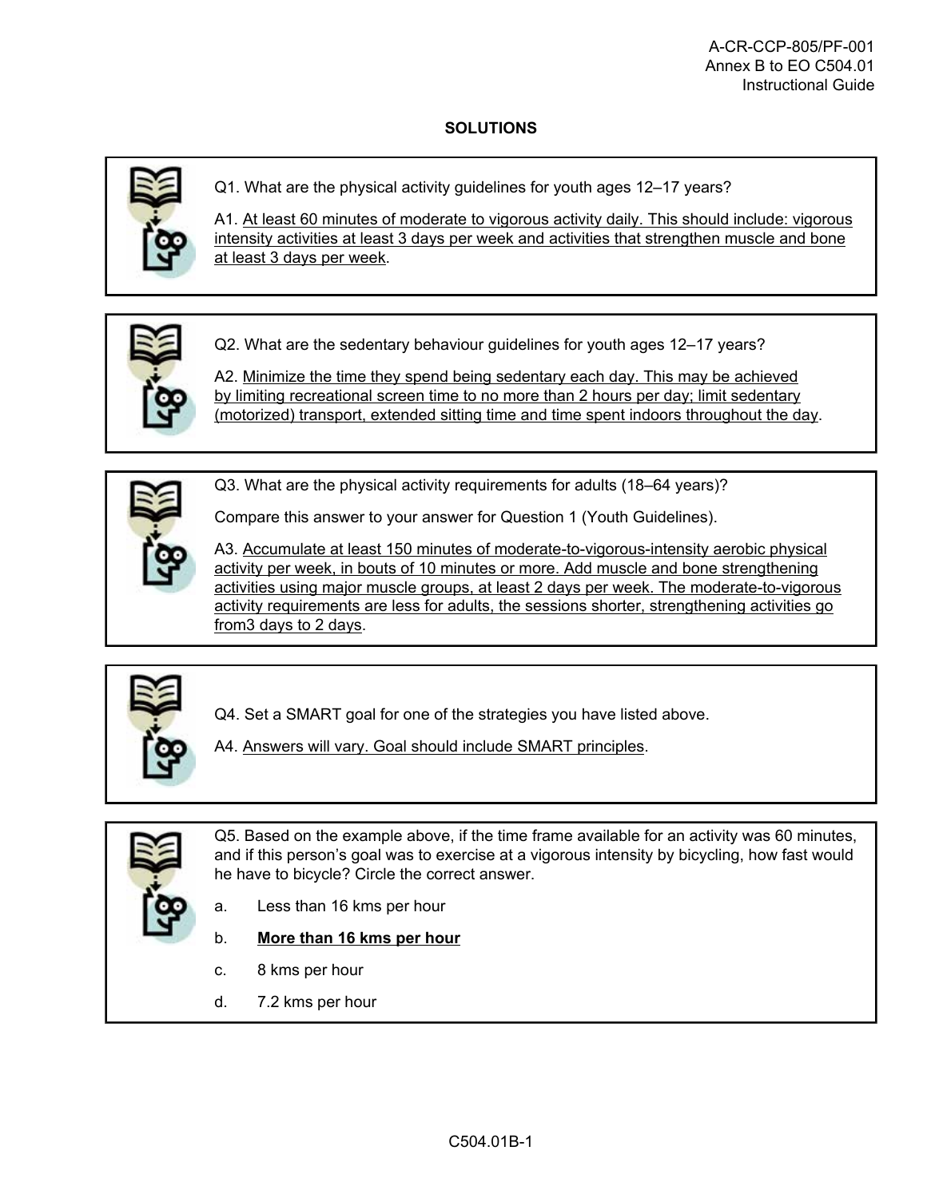# SOLUTIONS

Q1. What are the physical activity guidelines for youth ages 12–17 years?

A1. At least 60 minutes of moderate to vigorous activity daily. This should include: vigorous intensity activities at least 3 days per week and activities that strengthen muscle and bone at least 3 days per week.

Q2. What are the sedentary behaviour guidelines for youth ages 12–17 years?

A2. Minimize the time they spend being sedentary each day. This may be achieved by limiting recreational screen time to no more than 2 hours per day; limit sedentary (motorized) transport, extended sitting time and time spent indoors throughout the day.

Q3. What are the physical activity requirements for adults (18–64 years)?

Compare this answer to your answer for Question 1 (Youth Guidelines).

A3. Accumulate at least 150 minutes of moderate-to-vigorous-intensity aerobic physical activity per week, in bouts of 10 minutes or more. Add muscle and bone strengthening activities using major muscle groups, at least 2 days per week. The moderate-to-vigorous activity requirements are less for adults, the sessions shorter, strengthening activities go from3 days to 2 days.

Q4. Set a SMART goal for one of the strategies you have listed above.

A4. Answers will vary. Goal should include SMART principles.

Q5. Based on the example above, if the time frame available for an activity was 60 minutes, and if this person's goal was to exercise at a vigorous intensity by bicycling, how fast would he have to bicycle? Circle the correct answer.

a. Less than 16 kms per hour

b. **More than 16 kms per hour**

c. 8 kms per hour

d. 7.2 kms per hour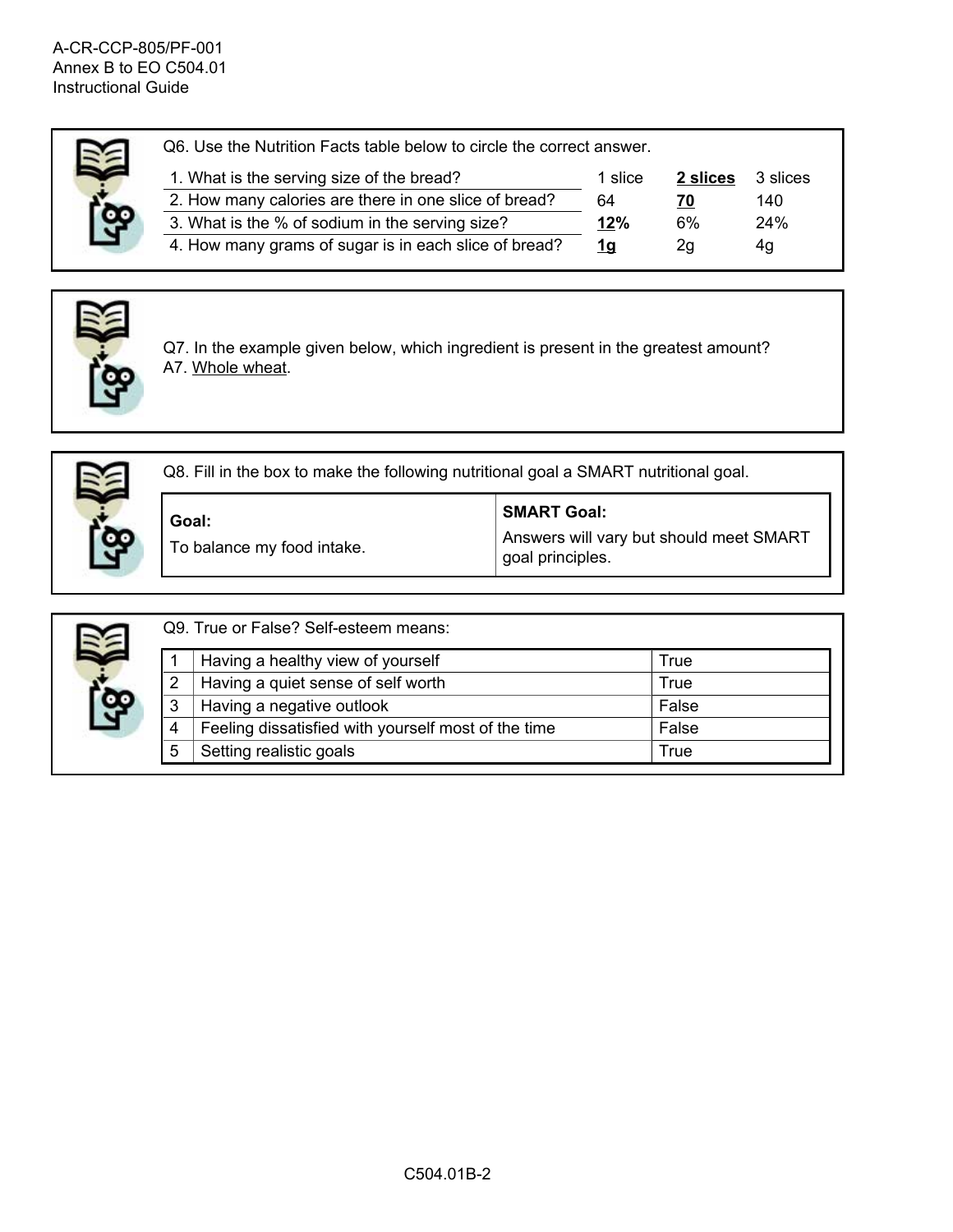Q6. Use the Nutrition Facts table below to circle the correct answer.

| | | | |
|---|---|---|---|
| 1. What is the serving size of the bread? | 1 slice | **2 slices** | 3 slices |
| 2. How many calories are there in one slice of bread? | 64 | **70** | 140 |
| 3. What is the % of sodium in the serving size? | **12%** | 6% | 24% |
| 4. How many grams of sugar is in each slice of bread? | **1g** | 2g | 4g |

Q7. In the example given below, which ingredient is present in the greatest amount?
A7. Whole wheat.

Q8. Fill in the box to make the following nutritional goal a SMART nutritional goal.

| **Goal:** | **SMART Goal:** |
|---|---|
| To balance my food intake. | Answers will vary but should meet SMART goal principles. |

Q9. True or False? Self-esteem means:

| | | |
|---|---|---|
| 1 | Having a healthy view of yourself | True |
| 2 | Having a quiet sense of self worth | True |
| 3 | Having a negative outlook | False |
| 4 | Feeling dissatisfied with yourself most of the time | False |
| 5 | Setting realistic goals | True |